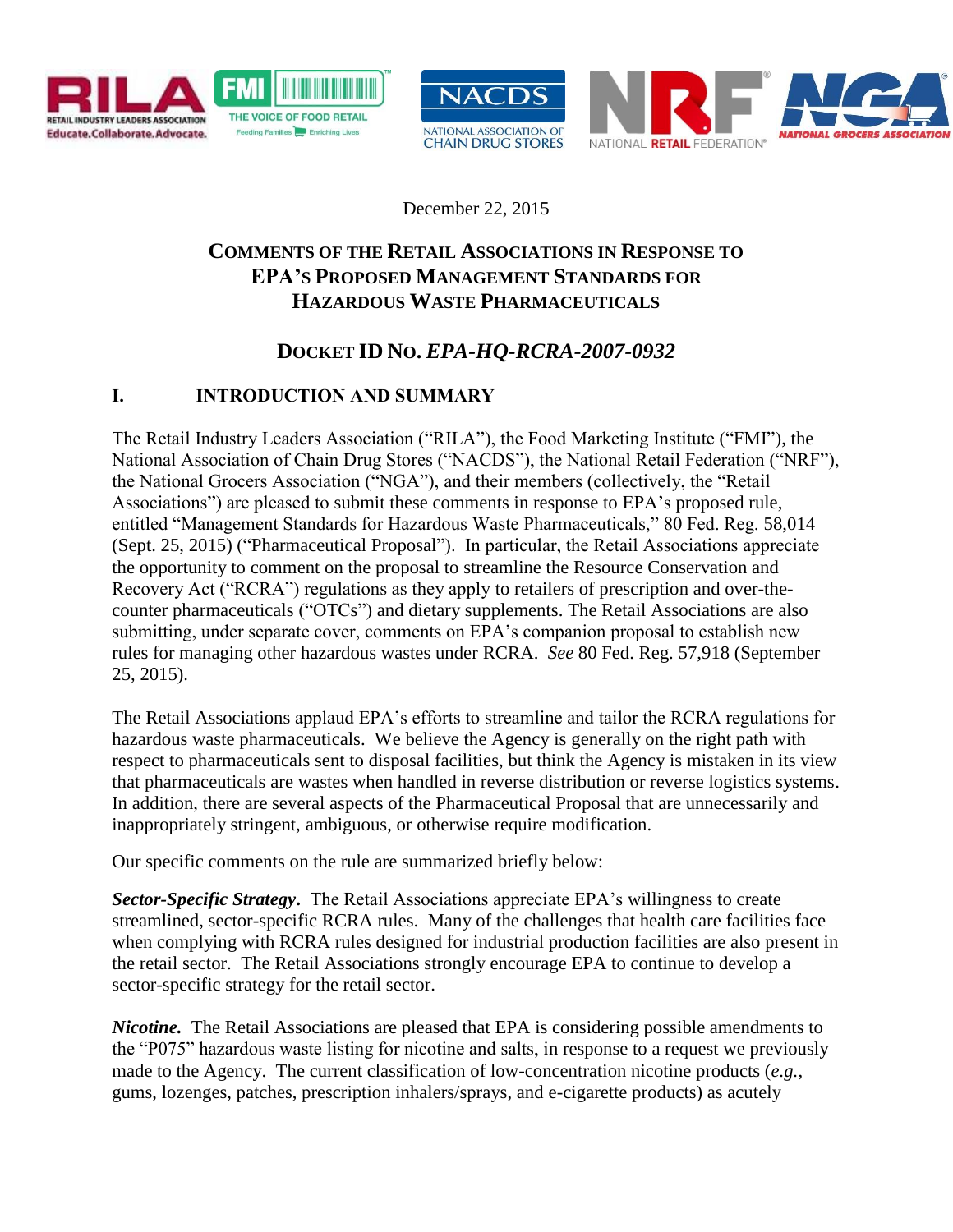December 22, 2015

## Comments of the Retail Associations in Response to EPA's Proposed Management Standards for Hazardous Waste Pharmaceuticals

## Docket ID No. *EPA-HQ-RCRA-2007-0932*

### I. INTRODUCTION AND SUMMARY

The Retail Industry Leaders Association ("RILA"), the Food Marketing Institute ("FMI"), the National Association of Chain Drug Stores ("NACDS"), the National Retail Federation ("NRF"), the National Grocers Association ("NGA"), and their members (collectively, the "Retail Associations") are pleased to submit these comments in response to EPA's proposed rule, entitled "Management Standards for Hazardous Waste Pharmaceuticals," 80 Fed. Reg. 58,014 (Sept. 25, 2015) ("Pharmaceutical Proposal"). In particular, the Retail Associations appreciate the opportunity to comment on the proposal to streamline the Resource Conservation and Recovery Act ("RCRA") regulations as they apply to retailers of prescription and over-the-counter pharmaceuticals ("OTCs") and dietary supplements. The Retail Associations are also submitting, under separate cover, comments on EPA's companion proposal to establish new rules for managing other hazardous wastes under RCRA. *See* 80 Fed. Reg. 57,918 (September 25, 2015).

The Retail Associations applaud EPA's efforts to streamline and tailor the RCRA regulations for hazardous waste pharmaceuticals. We believe the Agency is generally on the right path with respect to pharmaceuticals sent to disposal facilities, but think the Agency is mistaken in its view that pharmaceuticals are wastes when handled in reverse distribution or reverse logistics systems. In addition, there are several aspects of the Pharmaceutical Proposal that are unnecessarily and inappropriately stringent, ambiguous, or otherwise require modification.

Our specific comments on the rule are summarized briefly below:

***Sector-Specific Strategy*.** The Retail Associations appreciate EPA's willingness to create streamlined, sector-specific RCRA rules. Many of the challenges that health care facilities face when complying with RCRA rules designed for industrial production facilities are also present in the retail sector. The Retail Associations strongly encourage EPA to continue to develop a sector-specific strategy for the retail sector.

***Nicotine.*** The Retail Associations are pleased that EPA is considering possible amendments to the "P075" hazardous waste listing for nicotine and salts, in response to a request we previously made to the Agency. The current classification of low-concentration nicotine products (*e.g.*, gums, lozenges, patches, prescription inhalers/sprays, and e-cigarette products) as acutely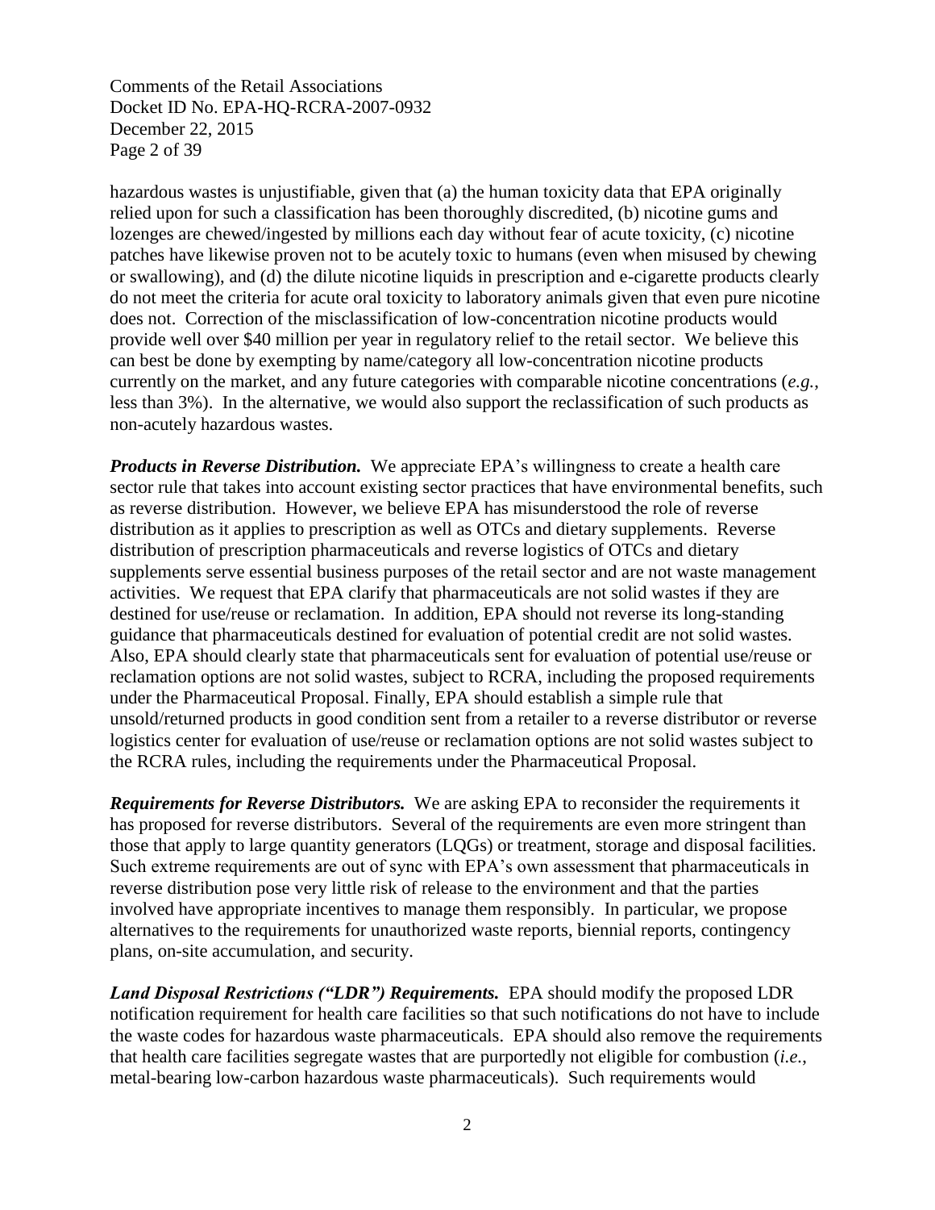hazardous wastes is unjustifiable, given that (a) the human toxicity data that EPA originally relied upon for such a classification has been thoroughly discredited, (b) nicotine gums and lozenges are chewed/ingested by millions each day without fear of acute toxicity, (c) nicotine patches have likewise proven not to be acutely toxic to humans (even when misused by chewing or swallowing), and (d) the dilute nicotine liquids in prescription and e-cigarette products clearly do not meet the criteria for acute oral toxicity to laboratory animals given that even pure nicotine does not. Correction of the misclassification of low-concentration nicotine products would provide well over $40 million per year in regulatory relief to the retail sector. We believe this can best be done by exempting by name/category all low-concentration nicotine products currently on the market, and any future categories with comparable nicotine concentrations (*e.g.*, less than 3%). In the alternative, we would also support the reclassification of such products as non-acutely hazardous wastes.

***Products in Reverse Distribution.*** We appreciate EPA's willingness to create a health care sector rule that takes into account existing sector practices that have environmental benefits, such as reverse distribution. However, we believe EPA has misunderstood the role of reverse distribution as it applies to prescription as well as OTCs and dietary supplements. Reverse distribution of prescription pharmaceuticals and reverse logistics of OTCs and dietary supplements serve essential business purposes of the retail sector and are not waste management activities. We request that EPA clarify that pharmaceuticals are not solid wastes if they are destined for use/reuse or reclamation. In addition, EPA should not reverse its long-standing guidance that pharmaceuticals destined for evaluation of potential credit are not solid wastes. Also, EPA should clearly state that pharmaceuticals sent for evaluation of potential use/reuse or reclamation options are not solid wastes, subject to RCRA, including the proposed requirements under the Pharmaceutical Proposal. Finally, EPA should establish a simple rule that unsold/returned products in good condition sent from a retailer to a reverse distributor or reverse logistics center for evaluation of use/reuse or reclamation options are not solid wastes subject to the RCRA rules, including the requirements under the Pharmaceutical Proposal.

***Requirements for Reverse Distributors.*** We are asking EPA to reconsider the requirements it has proposed for reverse distributors. Several of the requirements are even more stringent than those that apply to large quantity generators (LQGs) or treatment, storage and disposal facilities. Such extreme requirements are out of sync with EPA's own assessment that pharmaceuticals in reverse distribution pose very little risk of release to the environment and that the parties involved have appropriate incentives to manage them responsibly. In particular, we propose alternatives to the requirements for unauthorized waste reports, biennial reports, contingency plans, on-site accumulation, and security.

***Land Disposal Restrictions ("LDR") Requirements.*** EPA should modify the proposed LDR notification requirement for health care facilities so that such notifications do not have to include the waste codes for hazardous waste pharmaceuticals. EPA should also remove the requirements that health care facilities segregate wastes that are purportedly not eligible for combustion (*i.e.*, metal-bearing low-carbon hazardous waste pharmaceuticals). Such requirements would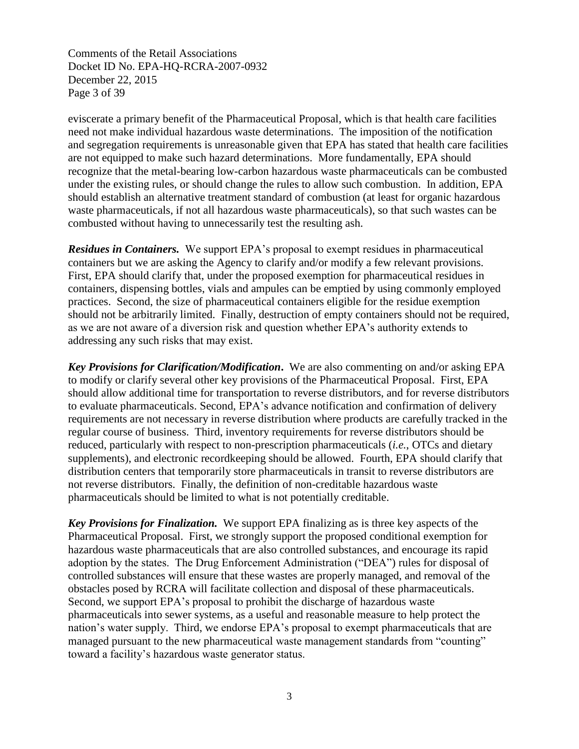eviscerate a primary benefit of the Pharmaceutical Proposal, which is that health care facilities need not make individual hazardous waste determinations. The imposition of the notification and segregation requirements is unreasonable given that EPA has stated that health care facilities are not equipped to make such hazard determinations. More fundamentally, EPA should recognize that the metal-bearing low-carbon hazardous waste pharmaceuticals can be combusted under the existing rules, or should change the rules to allow such combustion. In addition, EPA should establish an alternative treatment standard of combustion (at least for organic hazardous waste pharmaceuticals, if not all hazardous waste pharmaceuticals), so that such wastes can be combusted without having to unnecessarily test the resulting ash.

***Residues in Containers.*** We support EPA's proposal to exempt residues in pharmaceutical containers but we are asking the Agency to clarify and/or modify a few relevant provisions. First, EPA should clarify that, under the proposed exemption for pharmaceutical residues in containers, dispensing bottles, vials and ampules can be emptied by using commonly employed practices. Second, the size of pharmaceutical containers eligible for the residue exemption should not be arbitrarily limited. Finally, destruction of empty containers should not be required, as we are not aware of a diversion risk and question whether EPA's authority extends to addressing any such risks that may exist.

***Key Provisions for Clarification/Modification.*** We are also commenting on and/or asking EPA to modify or clarify several other key provisions of the Pharmaceutical Proposal. First, EPA should allow additional time for transportation to reverse distributors, and for reverse distributors to evaluate pharmaceuticals. Second, EPA's advance notification and confirmation of delivery requirements are not necessary in reverse distribution where products are carefully tracked in the regular course of business. Third, inventory requirements for reverse distributors should be reduced, particularly with respect to non-prescription pharmaceuticals (*i.e.*, OTCs and dietary supplements), and electronic recordkeeping should be allowed. Fourth, EPA should clarify that distribution centers that temporarily store pharmaceuticals in transit to reverse distributors are not reverse distributors. Finally, the definition of non-creditable hazardous waste pharmaceuticals should be limited to what is not potentially creditable.

***Key Provisions for Finalization.*** We support EPA finalizing as is three key aspects of the Pharmaceutical Proposal. First, we strongly support the proposed conditional exemption for hazardous waste pharmaceuticals that are also controlled substances, and encourage its rapid adoption by the states. The Drug Enforcement Administration ("DEA") rules for disposal of controlled substances will ensure that these wastes are properly managed, and removal of the obstacles posed by RCRA will facilitate collection and disposal of these pharmaceuticals. Second, we support EPA's proposal to prohibit the discharge of hazardous waste pharmaceuticals into sewer systems, as a useful and reasonable measure to help protect the nation's water supply. Third, we endorse EPA's proposal to exempt pharmaceuticals that are managed pursuant to the new pharmaceutical waste management standards from "counting" toward a facility's hazardous waste generator status.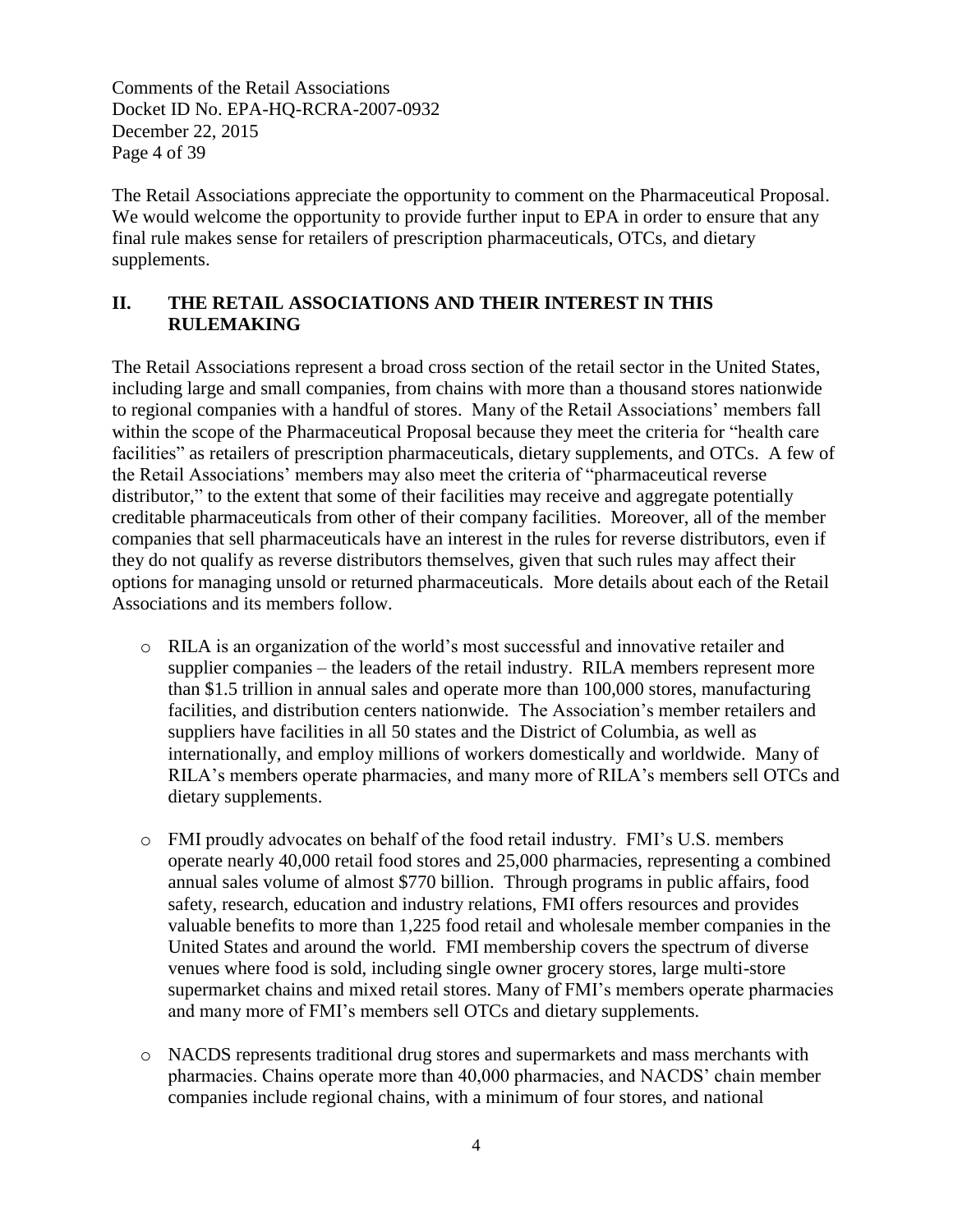The Retail Associations appreciate the opportunity to comment on the Pharmaceutical Proposal. We would welcome the opportunity to provide further input to EPA in order to ensure that any final rule makes sense for retailers of prescription pharmaceuticals, OTCs, and dietary supplements.

## II. THE RETAIL ASSOCIATIONS AND THEIR INTEREST IN THIS RULEMAKING

The Retail Associations represent a broad cross section of the retail sector in the United States, including large and small companies, from chains with more than a thousand stores nationwide to regional companies with a handful of stores. Many of the Retail Associations' members fall within the scope of the Pharmaceutical Proposal because they meet the criteria for "health care facilities" as retailers of prescription pharmaceuticals, dietary supplements, and OTCs. A few of the Retail Associations' members may also meet the criteria of "pharmaceutical reverse distributor," to the extent that some of their facilities may receive and aggregate potentially creditable pharmaceuticals from other of their company facilities. Moreover, all of the member companies that sell pharmaceuticals have an interest in the rules for reverse distributors, even if they do not qualify as reverse distributors themselves, given that such rules may affect their options for managing unsold or returned pharmaceuticals. More details about each of the Retail Associations and its members follow.

- RILA is an organization of the world's most successful and innovative retailer and supplier companies – the leaders of the retail industry. RILA members represent more than $1.5 trillion in annual sales and operate more than 100,000 stores, manufacturing facilities, and distribution centers nationwide. The Association's member retailers and suppliers have facilities in all 50 states and the District of Columbia, as well as internationally, and employ millions of workers domestically and worldwide. Many of RILA's members operate pharmacies, and many more of RILA's members sell OTCs and dietary supplements.

- FMI proudly advocates on behalf of the food retail industry. FMI's U.S. members operate nearly 40,000 retail food stores and 25,000 pharmacies, representing a combined annual sales volume of almost $770 billion. Through programs in public affairs, food safety, research, education and industry relations, FMI offers resources and provides valuable benefits to more than 1,225 food retail and wholesale member companies in the United States and around the world. FMI membership covers the spectrum of diverse venues where food is sold, including single owner grocery stores, large multi-store supermarket chains and mixed retail stores. Many of FMI's members operate pharmacies and many more of FMI's members sell OTCs and dietary supplements.

- NACDS represents traditional drug stores and supermarkets and mass merchants with pharmacies. Chains operate more than 40,000 pharmacies, and NACDS' chain member companies include regional chains, with a minimum of four stores, and national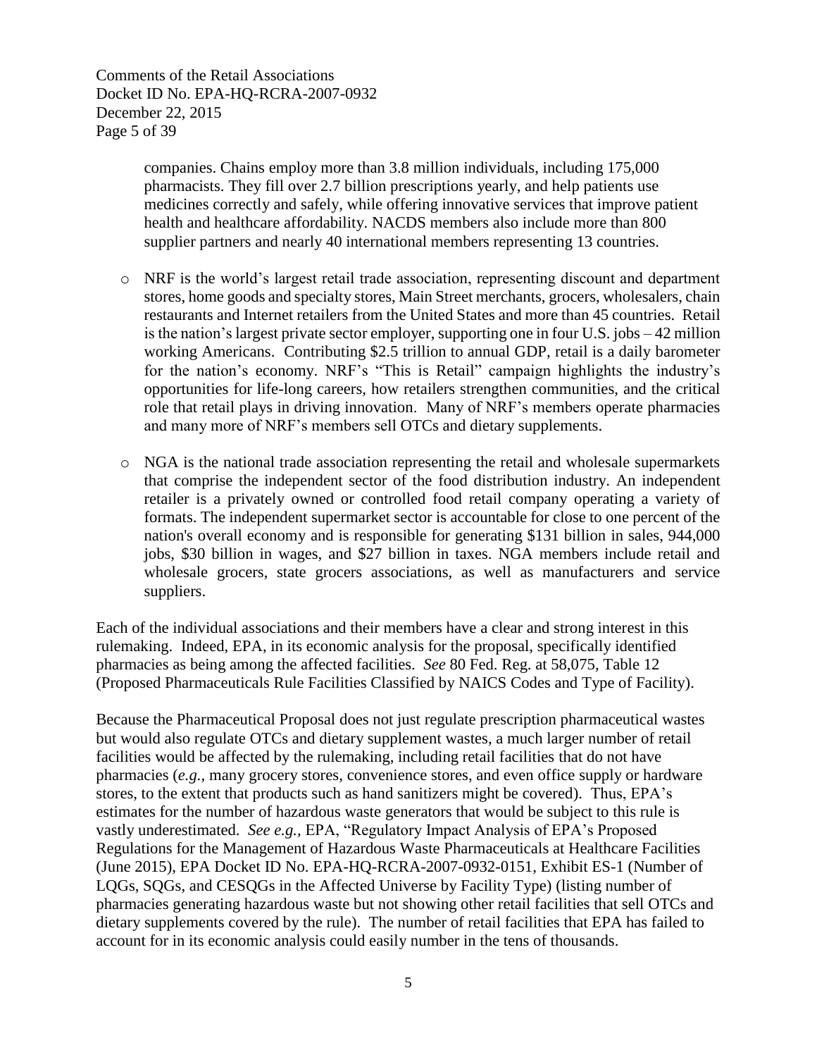companies. Chains employ more than 3.8 million individuals, including 175,000 pharmacists. They fill over 2.7 billion prescriptions yearly, and help patients use medicines correctly and safely, while offering innovative services that improve patient health and healthcare affordability. NACDS members also include more than 800 supplier partners and nearly 40 international members representing 13 countries.

- NRF is the world's largest retail trade association, representing discount and department stores, home goods and specialty stores, Main Street merchants, grocers, wholesalers, chain restaurants and Internet retailers from the United States and more than 45 countries. Retail is the nation's largest private sector employer, supporting one in four U.S. jobs – 42 million working Americans. Contributing $2.5 trillion to annual GDP, retail is a daily barometer for the nation's economy. NRF's "This is Retail" campaign highlights the industry's opportunities for life-long careers, how retailers strengthen communities, and the critical role that retail plays in driving innovation. Many of NRF's members operate pharmacies and many more of NRF's members sell OTCs and dietary supplements.

- NGA is the national trade association representing the retail and wholesale supermarkets that comprise the independent sector of the food distribution industry. An independent retailer is a privately owned or controlled food retail company operating a variety of formats. The independent supermarket sector is accountable for close to one percent of the nation's overall economy and is responsible for generating $131 billion in sales, 944,000 jobs, $30 billion in wages, and $27 billion in taxes. NGA members include retail and wholesale grocers, state grocers associations, as well as manufacturers and service suppliers.

Each of the individual associations and their members have a clear and strong interest in this rulemaking. Indeed, EPA, in its economic analysis for the proposal, specifically identified pharmacies as being among the affected facilities. *See* 80 Fed. Reg. at 58,075, Table 12 (Proposed Pharmaceuticals Rule Facilities Classified by NAICS Codes and Type of Facility).

Because the Pharmaceutical Proposal does not just regulate prescription pharmaceutical wastes but would also regulate OTCs and dietary supplement wastes, a much larger number of retail facilities would be affected by the rulemaking, including retail facilities that do not have pharmacies (*e.g.*, many grocery stores, convenience stores, and even office supply or hardware stores, to the extent that products such as hand sanitizers might be covered). Thus, EPA's estimates for the number of hazardous waste generators that would be subject to this rule is vastly underestimated. *See e.g.,* EPA, "Regulatory Impact Analysis of EPA's Proposed Regulations for the Management of Hazardous Waste Pharmaceuticals at Healthcare Facilities (June 2015), EPA Docket ID No. EPA-HQ-RCRA-2007-0932-0151, Exhibit ES-1 (Number of LQGs, SQGs, and CESQGs in the Affected Universe by Facility Type) (listing number of pharmacies generating hazardous waste but not showing other retail facilities that sell OTCs and dietary supplements covered by the rule). The number of retail facilities that EPA has failed to account for in its economic analysis could easily number in the tens of thousands.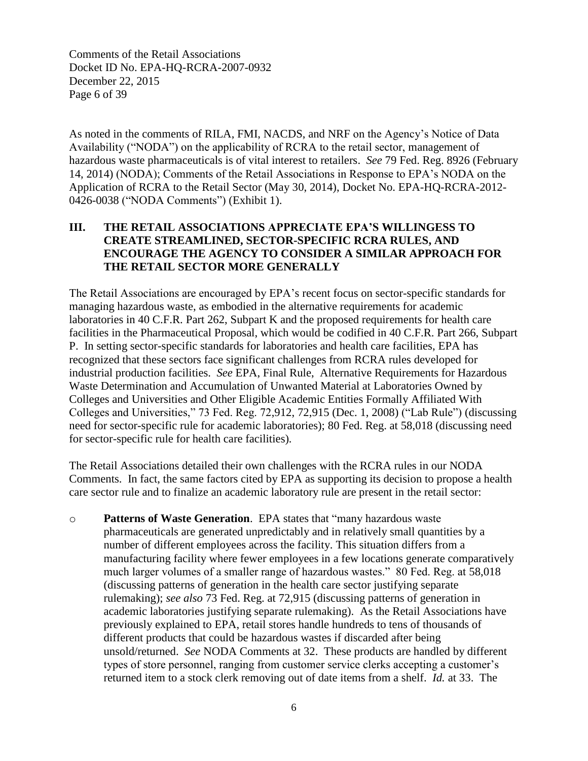As noted in the comments of RILA, FMI, NACDS, and NRF on the Agency's Notice of Data Availability ("NODA") on the applicability of RCRA to the retail sector, management of hazardous waste pharmaceuticals is of vital interest to retailers. *See* 79 Fed. Reg. 8926 (February 14, 2014) (NODA); Comments of the Retail Associations in Response to EPA's NODA on the Application of RCRA to the Retail Sector (May 30, 2014), Docket No. EPA-HQ-RCRA-2012-0426-0038 ("NODA Comments") (Exhibit 1).

## III. THE RETAIL ASSOCIATIONS APPRECIATE EPA'S WILLINGNESS TO CREATE STREAMLINED, SECTOR-SPECIFIC RCRA RULES, AND ENCOURAGE THE AGENCY TO CONSIDER A SIMILAR APPROACH FOR THE RETAIL SECTOR MORE GENERALLY

The Retail Associations are encouraged by EPA's recent focus on sector-specific standards for managing hazardous waste, as embodied in the alternative requirements for academic laboratories in 40 C.F.R. Part 262, Subpart K and the proposed requirements for health care facilities in the Pharmaceutical Proposal, which would be codified in 40 C.F.R. Part 266, Subpart P. In setting sector-specific standards for laboratories and health care facilities, EPA has recognized that these sectors face significant challenges from RCRA rules developed for industrial production facilities. *See* EPA, Final Rule, Alternative Requirements for Hazardous Waste Determination and Accumulation of Unwanted Material at Laboratories Owned by Colleges and Universities and Other Eligible Academic Entities Formally Affiliated With Colleges and Universities," 73 Fed. Reg. 72,912, 72,915 (Dec. 1, 2008) ("Lab Rule") (discussing need for sector-specific rule for academic laboratories); 80 Fed. Reg. at 58,018 (discussing need for sector-specific rule for health care facilities).

The Retail Associations detailed their own challenges with the RCRA rules in our NODA Comments. In fact, the same factors cited by EPA as supporting its decision to propose a health care sector rule and to finalize an academic laboratory rule are present in the retail sector:

- **Patterns of Waste Generation**. EPA states that "many hazardous waste pharmaceuticals are generated unpredictably and in relatively small quantities by a number of different employees across the facility. This situation differs from a manufacturing facility where fewer employees in a few locations generate comparatively much larger volumes of a smaller range of hazardous wastes." 80 Fed. Reg. at 58,018 (discussing patterns of generation in the health care sector justifying separate rulemaking); *see also* 73 Fed. Reg. at 72,915 (discussing patterns of generation in academic laboratories justifying separate rulemaking). As the Retail Associations have previously explained to EPA, retail stores handle hundreds to tens of thousands of different products that could be hazardous wastes if discarded after being unsold/returned. *See* NODA Comments at 32. These products are handled by different types of store personnel, ranging from customer service clerks accepting a customer's returned item to a stock clerk removing out of date items from a shelf. *Id.* at 33. The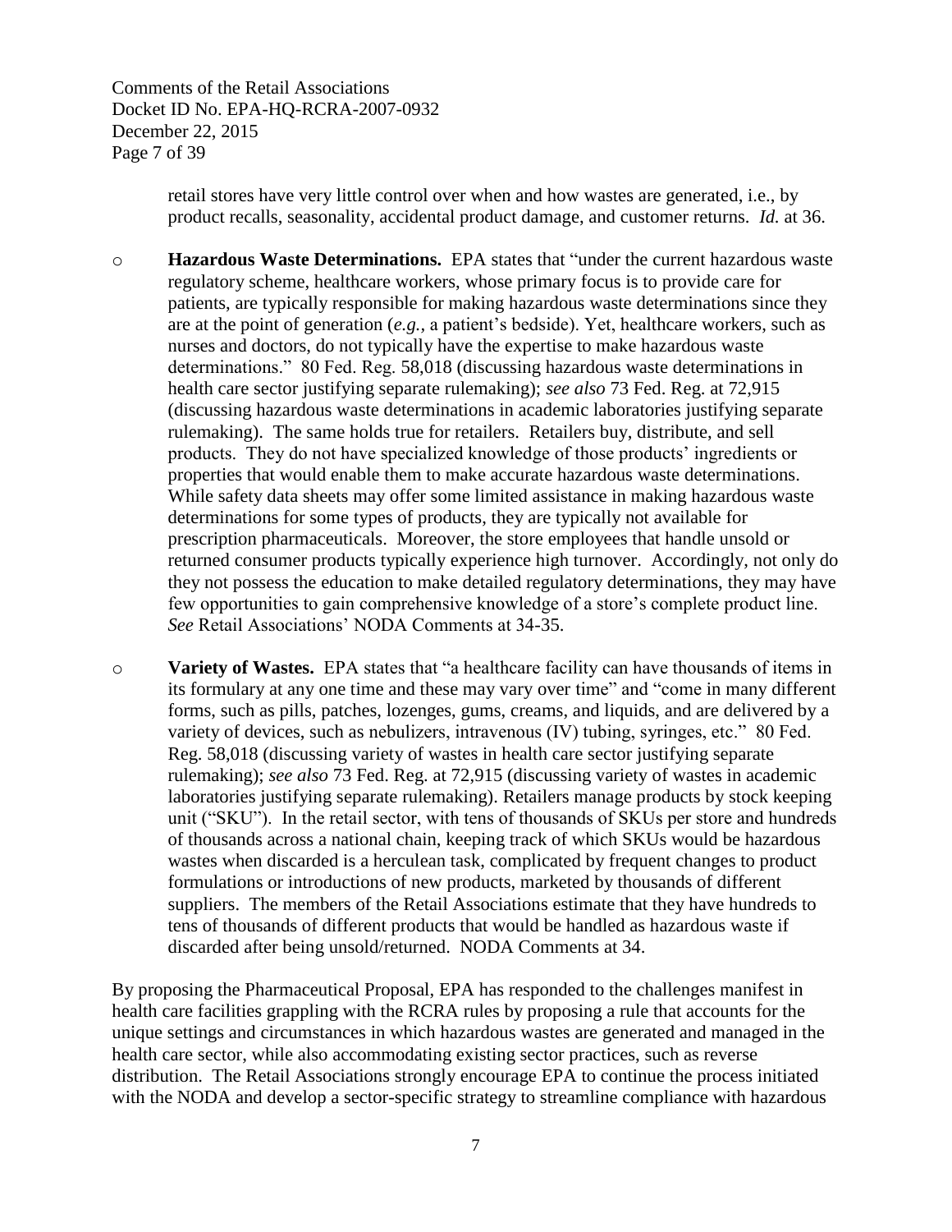retail stores have very little control over when and how wastes are generated, i.e., by product recalls, seasonality, accidental product damage, and customer returns. *Id.* at 36.

- **Hazardous Waste Determinations.** EPA states that "under the current hazardous waste regulatory scheme, healthcare workers, whose primary focus is to provide care for patients, are typically responsible for making hazardous waste determinations since they are at the point of generation (*e.g.*, a patient's bedside). Yet, healthcare workers, such as nurses and doctors, do not typically have the expertise to make hazardous waste determinations." 80 Fed. Reg. 58,018 (discussing hazardous waste determinations in health care sector justifying separate rulemaking); *see also* 73 Fed. Reg. at 72,915 (discussing hazardous waste determinations in academic laboratories justifying separate rulemaking). The same holds true for retailers. Retailers buy, distribute, and sell products. They do not have specialized knowledge of those products' ingredients or properties that would enable them to make accurate hazardous waste determinations. While safety data sheets may offer some limited assistance in making hazardous waste determinations for some types of products, they are typically not available for prescription pharmaceuticals. Moreover, the store employees that handle unsold or returned consumer products typically experience high turnover. Accordingly, not only do they not possess the education to make detailed regulatory determinations, they may have few opportunities to gain comprehensive knowledge of a store's complete product line. *See* Retail Associations' NODA Comments at 34-35.

- **Variety of Wastes.** EPA states that "a healthcare facility can have thousands of items in its formulary at any one time and these may vary over time" and "come in many different forms, such as pills, patches, lozenges, gums, creams, and liquids, and are delivered by a variety of devices, such as nebulizers, intravenous (IV) tubing, syringes, etc." 80 Fed. Reg. 58,018 (discussing variety of wastes in health care sector justifying separate rulemaking); *see also* 73 Fed. Reg. at 72,915 (discussing variety of wastes in academic laboratories justifying separate rulemaking). Retailers manage products by stock keeping unit ("SKU"). In the retail sector, with tens of thousands of SKUs per store and hundreds of thousands across a national chain, keeping track of which SKUs would be hazardous wastes when discarded is a herculean task, complicated by frequent changes to product formulations or introductions of new products, marketed by thousands of different suppliers. The members of the Retail Associations estimate that they have hundreds to tens of thousands of different products that would be handled as hazardous waste if discarded after being unsold/returned. NODA Comments at 34.

By proposing the Pharmaceutical Proposal, EPA has responded to the challenges manifest in health care facilities grappling with the RCRA rules by proposing a rule that accounts for the unique settings and circumstances in which hazardous wastes are generated and managed in the health care sector, while also accommodating existing sector practices, such as reverse distribution. The Retail Associations strongly encourage EPA to continue the process initiated with the NODA and develop a sector-specific strategy to streamline compliance with hazardous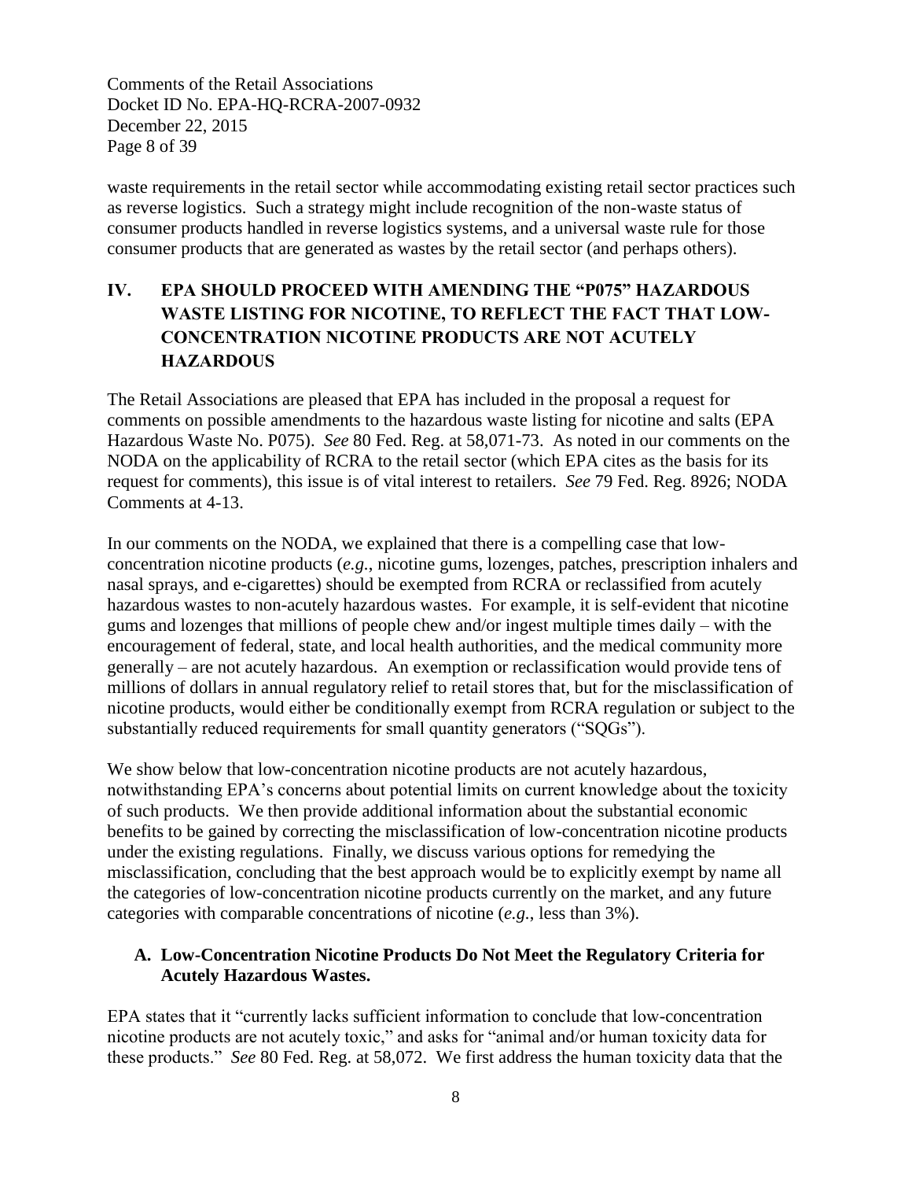waste requirements in the retail sector while accommodating existing retail sector practices such as reverse logistics. Such a strategy might include recognition of the non-waste status of consumer products handled in reverse logistics systems, and a universal waste rule for those consumer products that are generated as wastes by the retail sector (and perhaps others).

## IV. EPA SHOULD PROCEED WITH AMENDING THE "P075" HAZARDOUS WASTE LISTING FOR NICOTINE, TO REFLECT THE FACT THAT LOW-CONCENTRATION NICOTINE PRODUCTS ARE NOT ACUTELY HAZARDOUS

The Retail Associations are pleased that EPA has included in the proposal a request for comments on possible amendments to the hazardous waste listing for nicotine and salts (EPA Hazardous Waste No. P075). *See* 80 Fed. Reg. at 58,071-73. As noted in our comments on the NODA on the applicability of RCRA to the retail sector (which EPA cites as the basis for its request for comments), this issue is of vital interest to retailers. *See* 79 Fed. Reg. 8926; NODA Comments at 4-13.

In our comments on the NODA, we explained that there is a compelling case that low-concentration nicotine products (*e.g.*, nicotine gums, lozenges, patches, prescription inhalers and nasal sprays, and e-cigarettes) should be exempted from RCRA or reclassified from acutely hazardous wastes to non-acutely hazardous wastes. For example, it is self-evident that nicotine gums and lozenges that millions of people chew and/or ingest multiple times daily – with the encouragement of federal, state, and local health authorities, and the medical community more generally – are not acutely hazardous. An exemption or reclassification would provide tens of millions of dollars in annual regulatory relief to retail stores that, but for the misclassification of nicotine products, would either be conditionally exempt from RCRA regulation or subject to the substantially reduced requirements for small quantity generators ("SQGs").

We show below that low-concentration nicotine products are not acutely hazardous, notwithstanding EPA's concerns about potential limits on current knowledge about the toxicity of such products. We then provide additional information about the substantial economic benefits to be gained by correcting the misclassification of low-concentration nicotine products under the existing regulations. Finally, we discuss various options for remedying the misclassification, concluding that the best approach would be to explicitly exempt by name all the categories of low-concentration nicotine products currently on the market, and any future categories with comparable concentrations of nicotine (*e.g.*, less than 3%).

### A. Low-Concentration Nicotine Products Do Not Meet the Regulatory Criteria for Acutely Hazardous Wastes.

EPA states that it "currently lacks sufficient information to conclude that low-concentration nicotine products are not acutely toxic," and asks for "animal and/or human toxicity data for these products." *See* 80 Fed. Reg. at 58,072. We first address the human toxicity data that the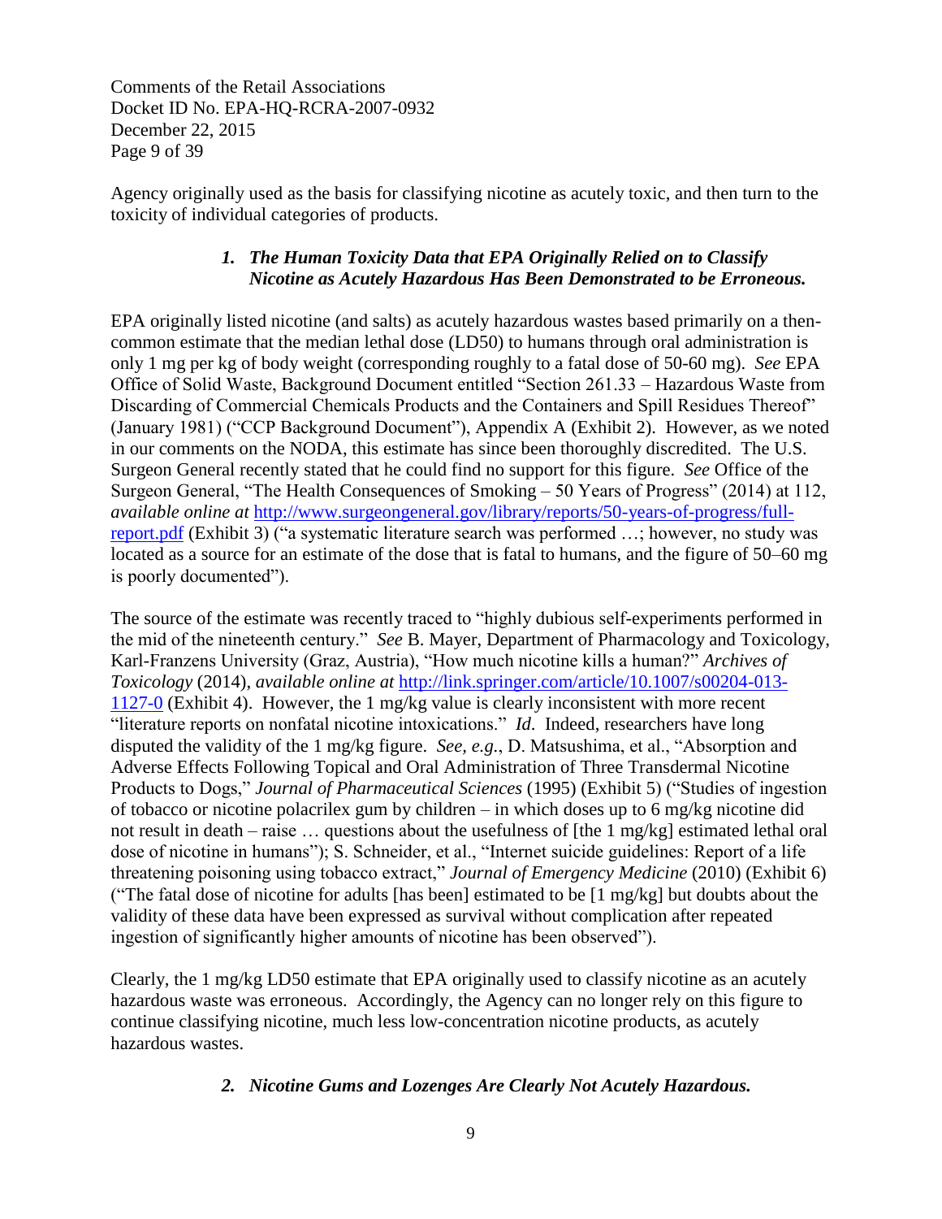Agency originally used as the basis for classifying nicotine as acutely toxic, and then turn to the toxicity of individual categories of products.

### *1. The Human Toxicity Data that EPA Originally Relied on to Classify Nicotine as Acutely Hazardous Has Been Demonstrated to be Erroneous.*

EPA originally listed nicotine (and salts) as acutely hazardous wastes based primarily on a then-common estimate that the median lethal dose (LD50) to humans through oral administration is only 1 mg per kg of body weight (corresponding roughly to a fatal dose of 50-60 mg). *See* EPA Office of Solid Waste, Background Document entitled "Section 261.33 – Hazardous Waste from Discarding of Commercial Chemicals Products and the Containers and Spill Residues Thereof" (January 1981) ("CCP Background Document"), Appendix A (Exhibit 2). However, as we noted in our comments on the NODA, this estimate has since been thoroughly discredited. The U.S. Surgeon General recently stated that he could find no support for this figure. *See* Office of the Surgeon General, "The Health Consequences of Smoking – 50 Years of Progress" (2014) at 112, *available online at* [http://www.surgeongeneral.gov/library/reports/50-years-of-progress/full-report.pdf](http://www.surgeongeneral.gov/library/reports/50-years-of-progress/full-report.pdf) (Exhibit 3) ("a systematic literature search was performed …; however, no study was located as a source for an estimate of the dose that is fatal to humans, and the figure of 50–60 mg is poorly documented").

The source of the estimate was recently traced to "highly dubious self-experiments performed in the mid of the nineteenth century." *See* B. Mayer, Department of Pharmacology and Toxicology, Karl-Franzens University (Graz, Austria), "How much nicotine kills a human?" *Archives of Toxicology* (2014), *available online at* [http://link.springer.com/article/10.1007/s00204-013-1127-0](http://link.springer.com/article/10.1007/s00204-013-1127-0) (Exhibit 4). However, the 1 mg/kg value is clearly inconsistent with more recent "literature reports on nonfatal nicotine intoxications." *Id*. Indeed, researchers have long disputed the validity of the 1 mg/kg figure. *See, e.g.*, D. Matsushima, et al., "Absorption and Adverse Effects Following Topical and Oral Administration of Three Transdermal Nicotine Products to Dogs," *Journal of Pharmaceutical Sciences* (1995) (Exhibit 5) ("Studies of ingestion of tobacco or nicotine polacrilex gum by children – in which doses up to 6 mg/kg nicotine did not result in death – raise … questions about the usefulness of [the 1 mg/kg] estimated lethal oral dose of nicotine in humans"); S. Schneider, et al., "Internet suicide guidelines: Report of a life threatening poisoning using tobacco extract," *Journal of Emergency Medicine* (2010) (Exhibit 6) ("The fatal dose of nicotine for adults [has been] estimated to be [1 mg/kg] but doubts about the validity of these data have been expressed as survival without complication after repeated ingestion of significantly higher amounts of nicotine has been observed").

Clearly, the 1 mg/kg LD50 estimate that EPA originally used to classify nicotine as an acutely hazardous waste was erroneous. Accordingly, the Agency can no longer rely on this figure to continue classifying nicotine, much less low-concentration nicotine products, as acutely hazardous wastes.

### *2. Nicotine Gums and Lozenges Are Clearly Not Acutely Hazardous.*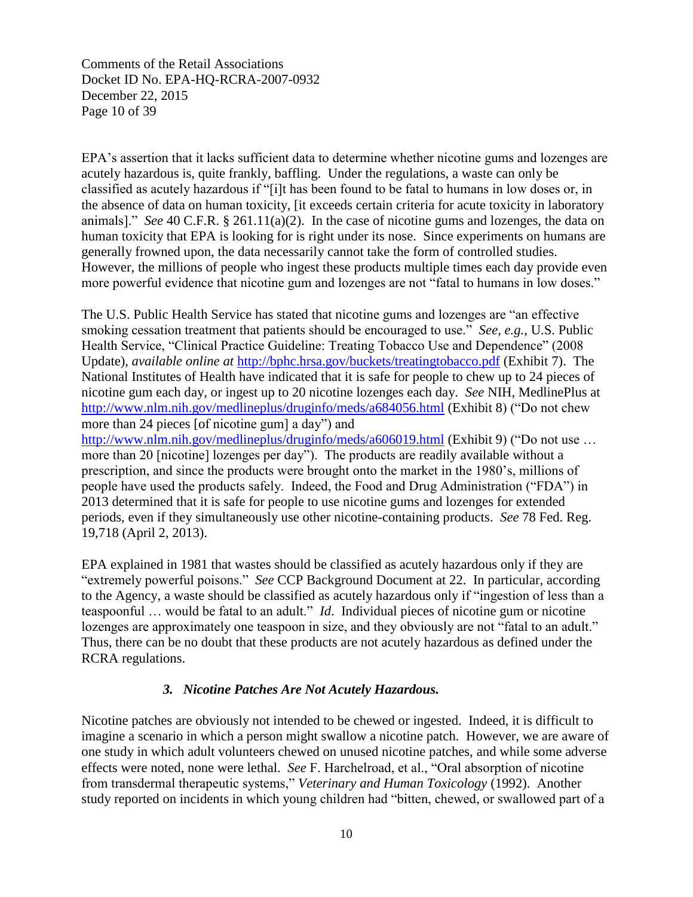EPA's assertion that it lacks sufficient data to determine whether nicotine gums and lozenges are acutely hazardous is, quite frankly, baffling. Under the regulations, a waste can only be classified as acutely hazardous if "[i]t has been found to be fatal to humans in low doses or, in the absence of data on human toxicity, [it exceeds certain criteria for acute toxicity in laboratory animals]." *See* 40 C.F.R. § 261.11(a)(2). In the case of nicotine gums and lozenges, the data on human toxicity that EPA is looking for is right under its nose. Since experiments on humans are generally frowned upon, the data necessarily cannot take the form of controlled studies. However, the millions of people who ingest these products multiple times each day provide even more powerful evidence that nicotine gum and lozenges are not "fatal to humans in low doses."

The U.S. Public Health Service has stated that nicotine gums and lozenges are "an effective smoking cessation treatment that patients should be encouraged to use." *See, e.g.*, U.S. Public Health Service, "Clinical Practice Guideline: Treating Tobacco Use and Dependence" (2008 Update), *available online at* http://bphc.hrsa.gov/buckets/treatingtobacco.pdf (Exhibit 7). The National Institutes of Health have indicated that it is safe for people to chew up to 24 pieces of nicotine gum each day, or ingest up to 20 nicotine lozenges each day. *See* NIH, MedlinePlus at http://www.nlm.nih.gov/medlineplus/druginfo/meds/a684056.html (Exhibit 8) ("Do not chew more than 24 pieces [of nicotine gum] a day") and http://www.nlm.nih.gov/medlineplus/druginfo/meds/a606019.html (Exhibit 9) ("Do not use … more than 20 [nicotine] lozenges per day"). The products are readily available without a prescription, and since the products were brought onto the market in the 1980's, millions of people have used the products safely. Indeed, the Food and Drug Administration ("FDA") in 2013 determined that it is safe for people to use nicotine gums and lozenges for extended periods, even if they simultaneously use other nicotine-containing products. *See* 78 Fed. Reg. 19,718 (April 2, 2013).

EPA explained in 1981 that wastes should be classified as acutely hazardous only if they are "extremely powerful poisons." *See* CCP Background Document at 22. In particular, according to the Agency, a waste should be classified as acutely hazardous only if "ingestion of less than a teaspoonful … would be fatal to an adult." *Id.* Individual pieces of nicotine gum or nicotine lozenges are approximately one teaspoon in size, and they obviously are not "fatal to an adult." Thus, there can be no doubt that these products are not acutely hazardous as defined under the RCRA regulations.

### *3. Nicotine Patches Are Not Acutely Hazardous.*

Nicotine patches are obviously not intended to be chewed or ingested. Indeed, it is difficult to imagine a scenario in which a person might swallow a nicotine patch. However, we are aware of one study in which adult volunteers chewed on unused nicotine patches, and while some adverse effects were noted, none were lethal. *See* F. Harchelroad, et al., "Oral absorption of nicotine from transdermal therapeutic systems," *Veterinary and Human Toxicology* (1992). Another study reported on incidents in which young children had "bitten, chewed, or swallowed part of a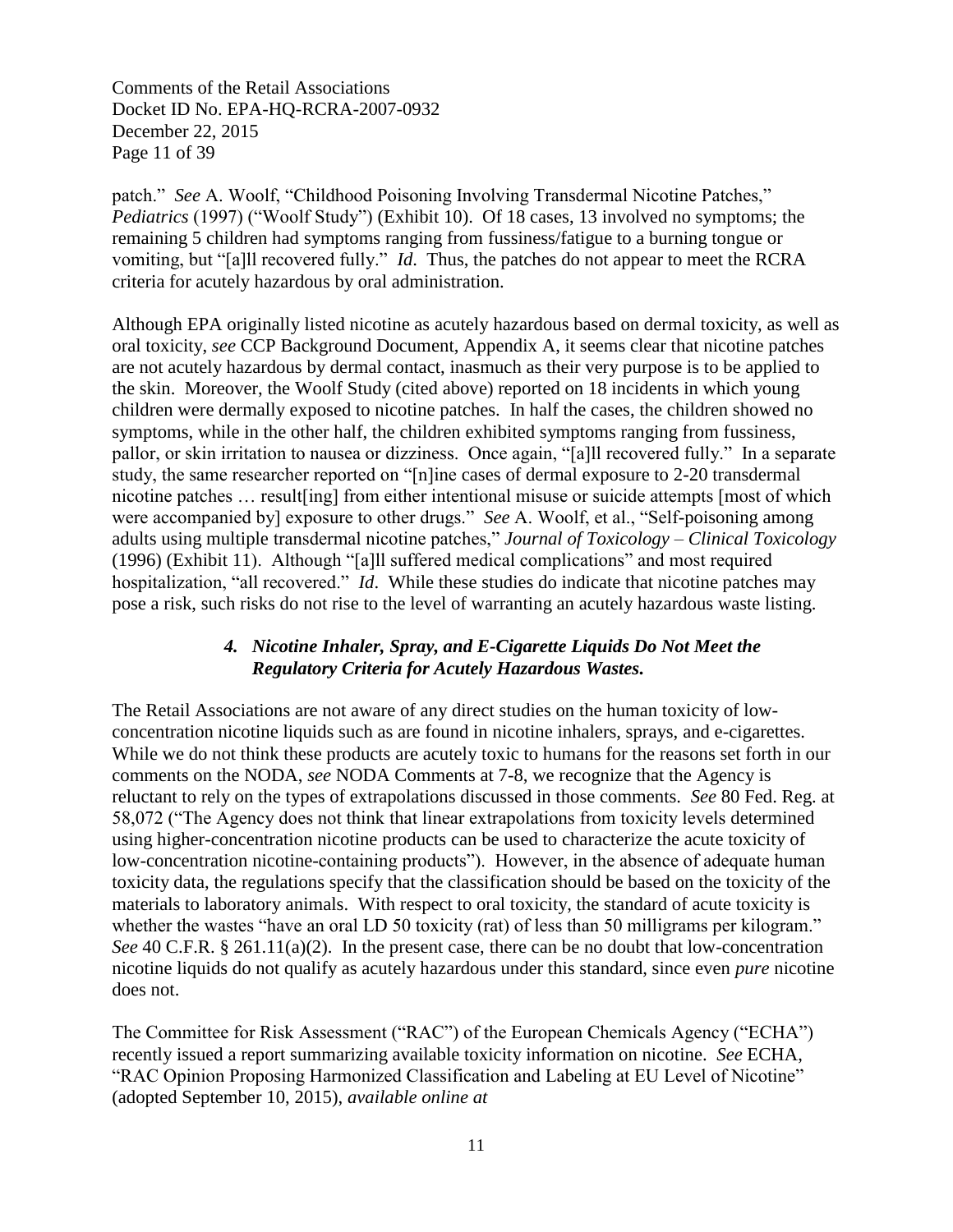patch." *See* A. Woolf, "Childhood Poisoning Involving Transdermal Nicotine Patches," *Pediatrics* (1997) ("Woolf Study") (Exhibit 10). Of 18 cases, 13 involved no symptoms; the remaining 5 children had symptoms ranging from fussiness/fatigue to a burning tongue or vomiting, but "[a]ll recovered fully." *Id*. Thus, the patches do not appear to meet the RCRA criteria for acutely hazardous by oral administration.

Although EPA originally listed nicotine as acutely hazardous based on dermal toxicity, as well as oral toxicity, *see* CCP Background Document, Appendix A, it seems clear that nicotine patches are not acutely hazardous by dermal contact, inasmuch as their very purpose is to be applied to the skin. Moreover, the Woolf Study (cited above) reported on 18 incidents in which young children were dermally exposed to nicotine patches. In half the cases, the children showed no symptoms, while in the other half, the children exhibited symptoms ranging from fussiness, pallor, or skin irritation to nausea or dizziness. Once again, "[a]ll recovered fully." In a separate study, the same researcher reported on "[n]ine cases of dermal exposure to 2-20 transdermal nicotine patches … result[ing] from either intentional misuse or suicide attempts [most of which were accompanied by] exposure to other drugs." *See* A. Woolf, et al., "Self-poisoning among adults using multiple transdermal nicotine patches," *Journal of Toxicology – Clinical Toxicology* (1996) (Exhibit 11). Although "[a]ll suffered medical complications" and most required hospitalization, "all recovered." *Id*. While these studies do indicate that nicotine patches may pose a risk, such risks do not rise to the level of warranting an acutely hazardous waste listing.

#### ***4. Nicotine Inhaler, Spray, and E-Cigarette Liquids Do Not Meet the Regulatory Criteria for Acutely Hazardous Wastes.***

The Retail Associations are not aware of any direct studies on the human toxicity of low-concentration nicotine liquids such as are found in nicotine inhalers, sprays, and e-cigarettes. While we do not think these products are acutely toxic to humans for the reasons set forth in our comments on the NODA, *see* NODA Comments at 7-8, we recognize that the Agency is reluctant to rely on the types of extrapolations discussed in those comments. *See* 80 Fed. Reg. at 58,072 ("The Agency does not think that linear extrapolations from toxicity levels determined using higher-concentration nicotine products can be used to characterize the acute toxicity of low-concentration nicotine-containing products"). However, in the absence of adequate human toxicity data, the regulations specify that the classification should be based on the toxicity of the materials to laboratory animals. With respect to oral toxicity, the standard of acute toxicity is whether the wastes "have an oral LD 50 toxicity (rat) of less than 50 milligrams per kilogram." *See* 40 C.F.R. § 261.11(a)(2). In the present case, there can be no doubt that low-concentration nicotine liquids do not qualify as acutely hazardous under this standard, since even *pure* nicotine does not.

The Committee for Risk Assessment ("RAC") of the European Chemicals Agency ("ECHA") recently issued a report summarizing available toxicity information on nicotine. *See* ECHA, "RAC Opinion Proposing Harmonized Classification and Labeling at EU Level of Nicotine" (adopted September 10, 2015), *available online at*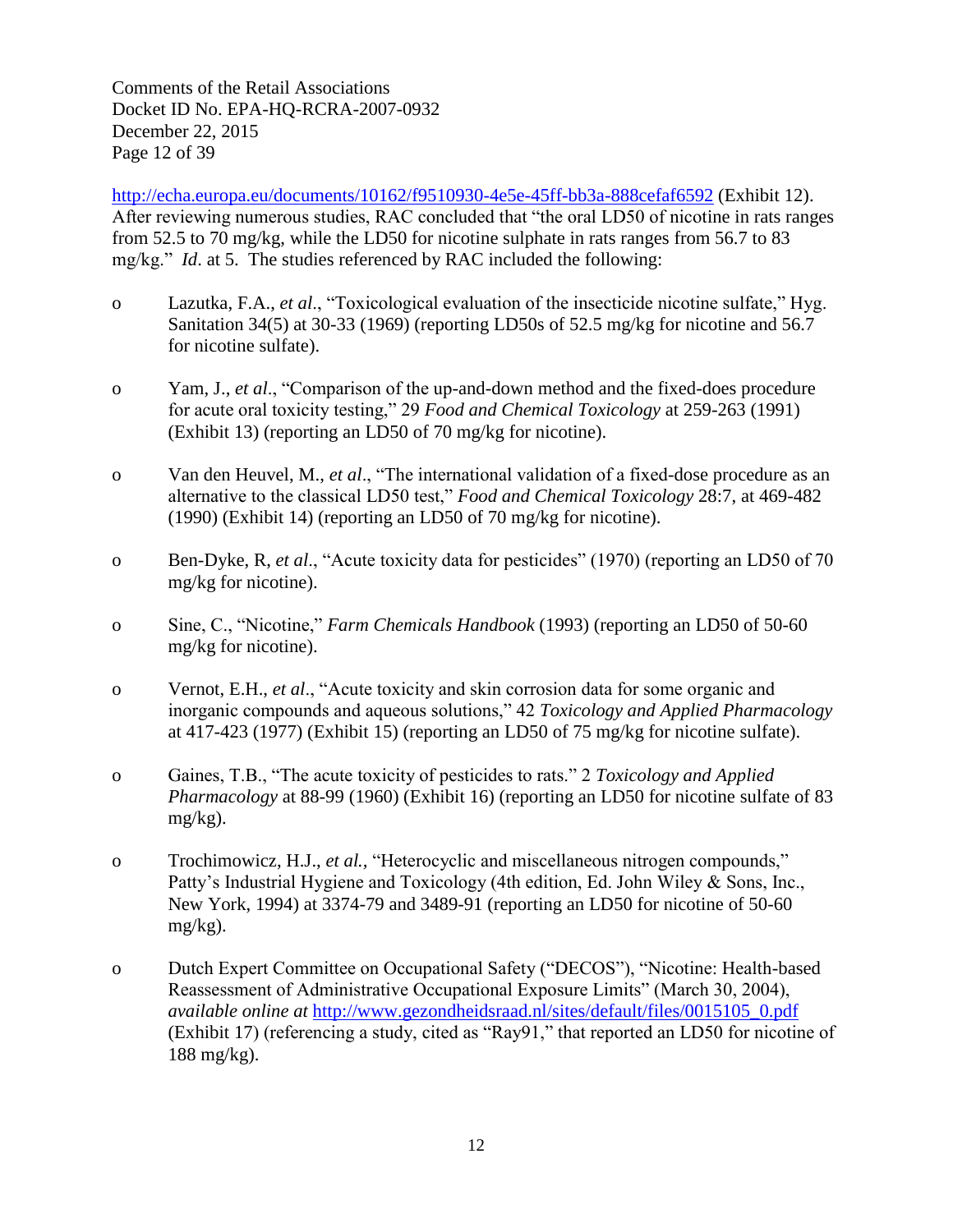http://echa.europa.eu/documents/10162/f9510930-4e5e-45ff-bb3a-888cefaf6592 (Exhibit 12). After reviewing numerous studies, RAC concluded that "the oral LD50 of nicotine in rats ranges from 52.5 to 70 mg/kg, while the LD50 for nicotine sulphate in rats ranges from 56.7 to 83 mg/kg." *Id*. at 5. The studies referenced by RAC included the following:

- Lazutka, F.A., *et al*., "Toxicological evaluation of the insecticide nicotine sulfate," Hyg. Sanitation 34(5) at 30-33 (1969) (reporting LD50s of 52.5 mg/kg for nicotine and 56.7 for nicotine sulfate).

- Yam, J., *et al*., "Comparison of the up-and-down method and the fixed-does procedure for acute oral toxicity testing," 29 *Food and Chemical Toxicology* at 259-263 (1991) (Exhibit 13) (reporting an LD50 of 70 mg/kg for nicotine).

- Van den Heuvel, M., *et al*., "The international validation of a fixed-dose procedure as an alternative to the classical LD50 test," *Food and Chemical Toxicology* 28:7, at 469-482 (1990) (Exhibit 14) (reporting an LD50 of 70 mg/kg for nicotine).

- Ben-Dyke, R, *et al*., "Acute toxicity data for pesticides" (1970) (reporting an LD50 of 70 mg/kg for nicotine).

- Sine, C., "Nicotine," *Farm Chemicals Handbook* (1993) (reporting an LD50 of 50-60 mg/kg for nicotine).

- Vernot, E.H., *et al*., "Acute toxicity and skin corrosion data for some organic and inorganic compounds and aqueous solutions," 42 *Toxicology and Applied Pharmacology* at 417-423 (1977) (Exhibit 15) (reporting an LD50 of 75 mg/kg for nicotine sulfate).

- Gaines, T.B., "The acute toxicity of pesticides to rats." 2 *Toxicology and Applied Pharmacology* at 88-99 (1960) (Exhibit 16) (reporting an LD50 for nicotine sulfate of 83 mg/kg).

- Trochimowicz, H.J., *et al.,* "Heterocyclic and miscellaneous nitrogen compounds," Patty's Industrial Hygiene and Toxicology (4th edition, Ed. John Wiley & Sons, Inc., New York, 1994) at 3374-79 and 3489-91 (reporting an LD50 for nicotine of 50-60 mg/kg).

- Dutch Expert Committee on Occupational Safety ("DECOS"), "Nicotine: Health-based Reassessment of Administrative Occupational Exposure Limits" (March 30, 2004), *available online at* http://www.gezondheidsraad.nl/sites/default/files/0015105_0.pdf (Exhibit 17) (referencing a study, cited as "Ray91," that reported an LD50 for nicotine of 188 mg/kg).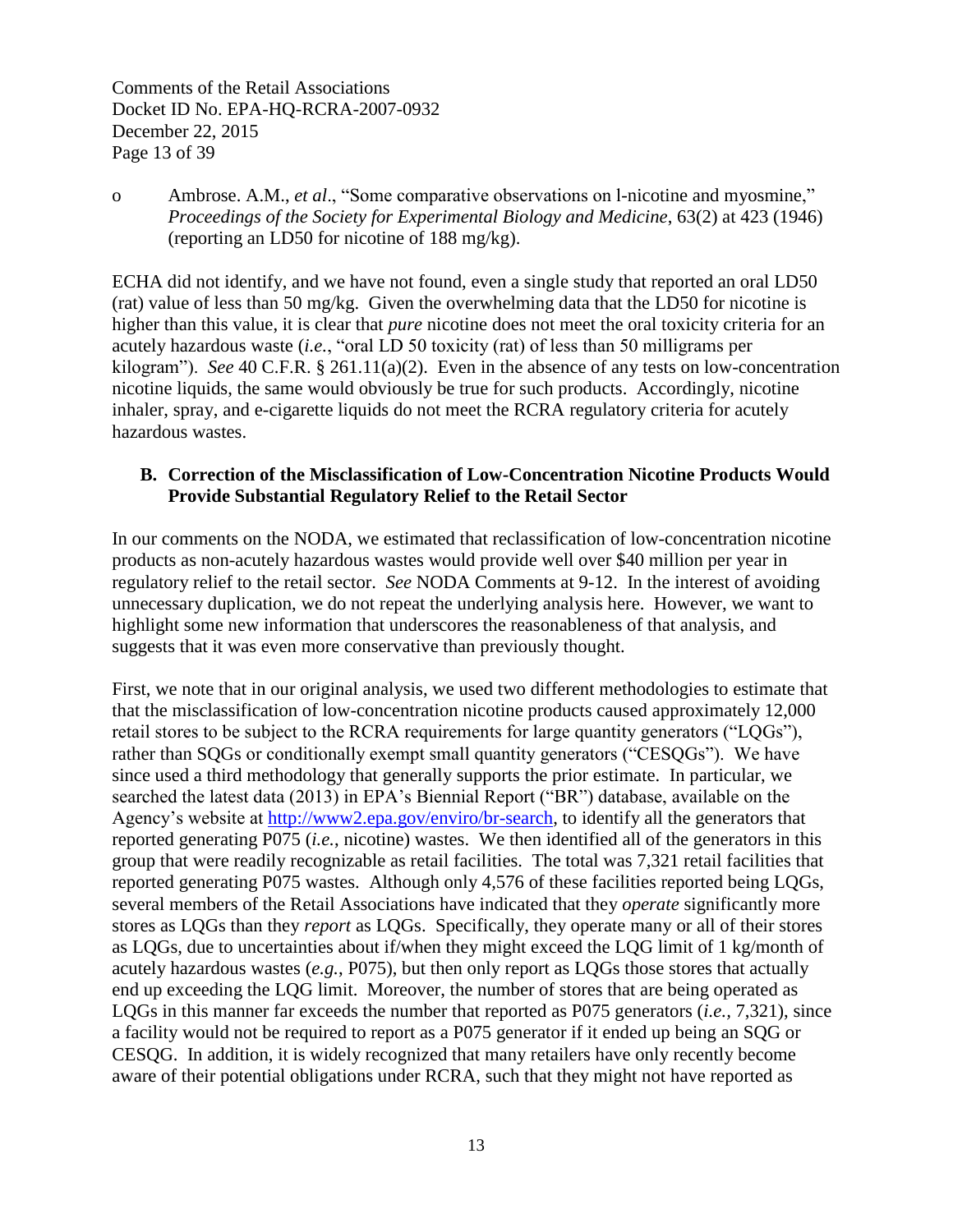- Ambrose. A.M., *et al*., "Some comparative observations on l-nicotine and myosmine," *Proceedings of the Society for Experimental Biology and Medicine*, 63(2) at 423 (1946) (reporting an LD50 for nicotine of 188 mg/kg).

ECHA did not identify, and we have not found, even a single study that reported an oral LD50 (rat) value of less than 50 mg/kg. Given the overwhelming data that the LD50 for nicotine is higher than this value, it is clear that *pure* nicotine does not meet the oral toxicity criteria for an acutely hazardous waste (*i.e.*, "oral LD 50 toxicity (rat) of less than 50 milligrams per kilogram"). *See* 40 C.F.R. § 261.11(a)(2). Even in the absence of any tests on low-concentration nicotine liquids, the same would obviously be true for such products. Accordingly, nicotine inhaler, spray, and e-cigarette liquids do not meet the RCRA regulatory criteria for acutely hazardous wastes.

### B. Correction of the Misclassification of Low-Concentration Nicotine Products Would Provide Substantial Regulatory Relief to the Retail Sector

In our comments on the NODA, we estimated that reclassification of low-concentration nicotine products as non-acutely hazardous wastes would provide well over $40 million per year in regulatory relief to the retail sector. *See* NODA Comments at 9-12. In the interest of avoiding unnecessary duplication, we do not repeat the underlying analysis here. However, we want to highlight some new information that underscores the reasonableness of that analysis, and suggests that it was even more conservative than previously thought.

First, we note that in our original analysis, we used two different methodologies to estimate that that the misclassification of low-concentration nicotine products caused approximately 12,000 retail stores to be subject to the RCRA requirements for large quantity generators ("LQGs"), rather than SQGs or conditionally exempt small quantity generators ("CESQGs"). We have since used a third methodology that generally supports the prior estimate. In particular, we searched the latest data (2013) in EPA's Biennial Report ("BR") database, available on the Agency's website at http://www2.epa.gov/enviro/br-search, to identify all the generators that reported generating P075 (*i.e.*, nicotine) wastes. We then identified all of the generators in this group that were readily recognizable as retail facilities. The total was 7,321 retail facilities that reported generating P075 wastes. Although only 4,576 of these facilities reported being LQGs, several members of the Retail Associations have indicated that they *operate* significantly more stores as LQGs than they *report* as LQGs. Specifically, they operate many or all of their stores as LQGs, due to uncertainties about if/when they might exceed the LQG limit of 1 kg/month of acutely hazardous wastes (*e.g.*, P075), but then only report as LQGs those stores that actually end up exceeding the LQG limit. Moreover, the number of stores that are being operated as LQGs in this manner far exceeds the number that reported as P075 generators (*i.e.*, 7,321), since a facility would not be required to report as a P075 generator if it ended up being an SQG or CESQG. In addition, it is widely recognized that many retailers have only recently become aware of their potential obligations under RCRA, such that they might not have reported as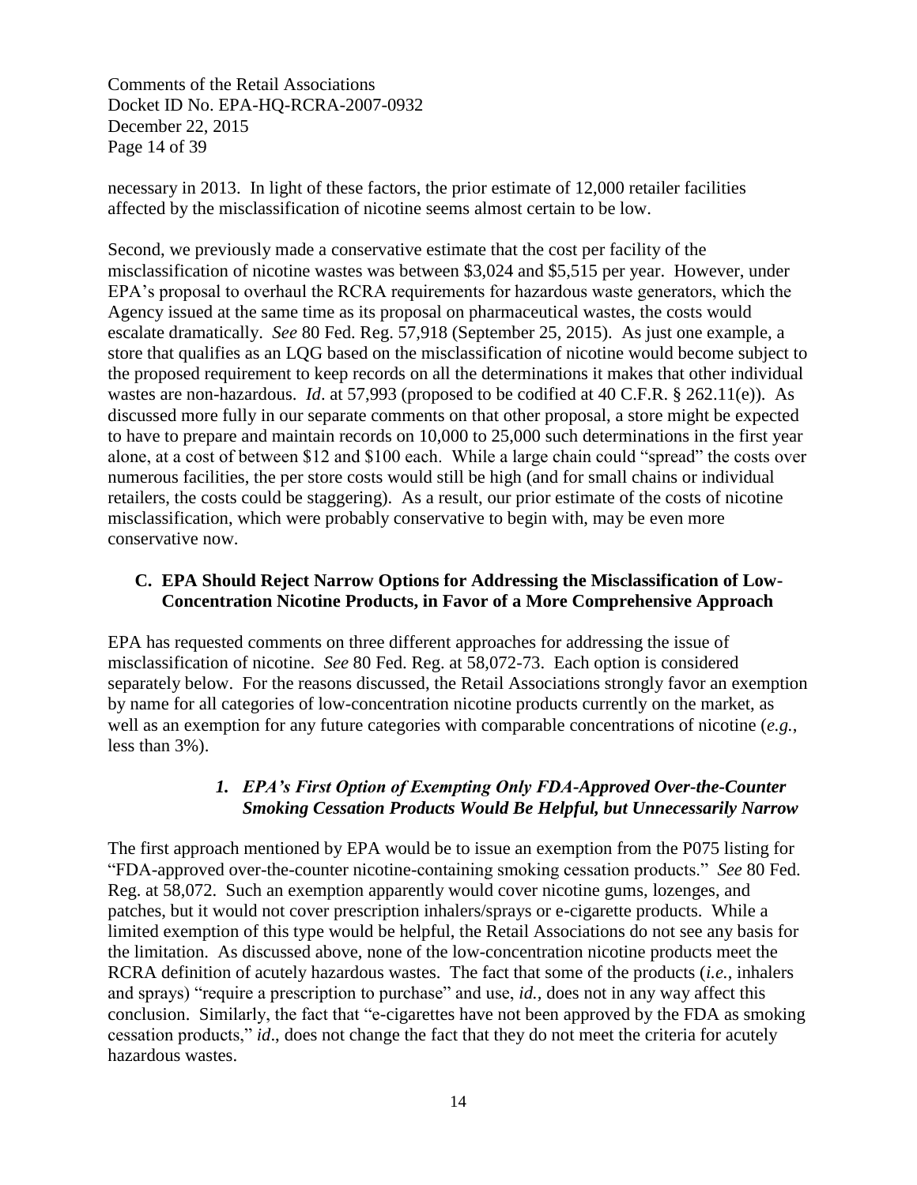necessary in 2013. In light of these factors, the prior estimate of 12,000 retailer facilities affected by the misclassification of nicotine seems almost certain to be low.

Second, we previously made a conservative estimate that the cost per facility of the misclassification of nicotine wastes was between \$3,024 and \$5,515 per year. However, under EPA's proposal to overhaul the RCRA requirements for hazardous waste generators, which the Agency issued at the same time as its proposal on pharmaceutical wastes, the costs would escalate dramatically. *See* 80 Fed. Reg. 57,918 (September 25, 2015). As just one example, a store that qualifies as an LQG based on the misclassification of nicotine would become subject to the proposed requirement to keep records on all the determinations it makes that other individual wastes are non-hazardous. *Id*. at 57,993 (proposed to be codified at 40 C.F.R. § 262.11(e)). As discussed more fully in our separate comments on that other proposal, a store might be expected to have to prepare and maintain records on 10,000 to 25,000 such determinations in the first year alone, at a cost of between \$12 and \$100 each. While a large chain could "spread" the costs over numerous facilities, the per store costs would still be high (and for small chains or individual retailers, the costs could be staggering). As a result, our prior estimate of the costs of nicotine misclassification, which were probably conservative to begin with, may be even more conservative now.

### C. EPA Should Reject Narrow Options for Addressing the Misclassification of Low-Concentration Nicotine Products, in Favor of a More Comprehensive Approach

EPA has requested comments on three different approaches for addressing the issue of misclassification of nicotine. *See* 80 Fed. Reg. at 58,072-73. Each option is considered separately below. For the reasons discussed, the Retail Associations strongly favor an exemption by name for all categories of low-concentration nicotine products currently on the market, as well as an exemption for any future categories with comparable concentrations of nicotine (*e.g.*, less than 3%).

#### *1. EPA's First Option of Exempting Only FDA-Approved Over-the-Counter Smoking Cessation Products Would Be Helpful, but Unnecessarily Narrow*

The first approach mentioned by EPA would be to issue an exemption from the P075 listing for "FDA-approved over-the-counter nicotine-containing smoking cessation products." *See* 80 Fed. Reg. at 58,072. Such an exemption apparently would cover nicotine gums, lozenges, and patches, but it would not cover prescription inhalers/sprays or e-cigarette products. While a limited exemption of this type would be helpful, the Retail Associations do not see any basis for the limitation. As discussed above, none of the low-concentration nicotine products meet the RCRA definition of acutely hazardous wastes. The fact that some of the products (*i.e.*, inhalers and sprays) "require a prescription to purchase" and use, *id.*, does not in any way affect this conclusion. Similarly, the fact that "e-cigarettes have not been approved by the FDA as smoking cessation products," *id*., does not change the fact that they do not meet the criteria for acutely hazardous wastes.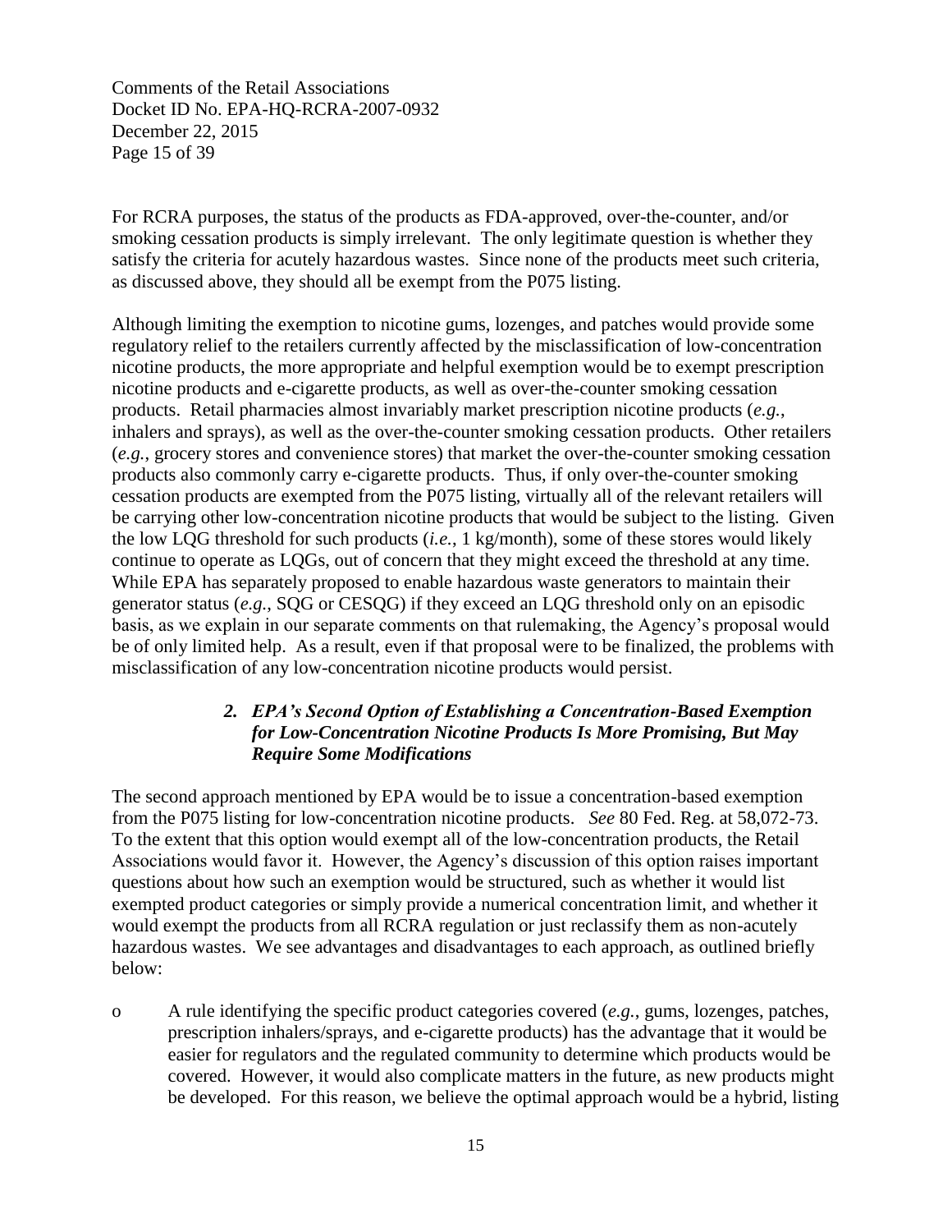For RCRA purposes, the status of the products as FDA-approved, over-the-counter, and/or smoking cessation products is simply irrelevant. The only legitimate question is whether they satisfy the criteria for acutely hazardous wastes. Since none of the products meet such criteria, as discussed above, they should all be exempt from the P075 listing.

Although limiting the exemption to nicotine gums, lozenges, and patches would provide some regulatory relief to the retailers currently affected by the misclassification of low-concentration nicotine products, the more appropriate and helpful exemption would be to exempt prescription nicotine products and e-cigarette products, as well as over-the-counter smoking cessation products. Retail pharmacies almost invariably market prescription nicotine products (*e.g.*, inhalers and sprays), as well as the over-the-counter smoking cessation products. Other retailers (*e.g.*, grocery stores and convenience stores) that market the over-the-counter smoking cessation products also commonly carry e-cigarette products. Thus, if only over-the-counter smoking cessation products are exempted from the P075 listing, virtually all of the relevant retailers will be carrying other low-concentration nicotine products that would be subject to the listing. Given the low LQG threshold for such products (*i.e.*, 1 kg/month), some of these stores would likely continue to operate as LQGs, out of concern that they might exceed the threshold at any time. While EPA has separately proposed to enable hazardous waste generators to maintain their generator status (*e.g.*, SQG or CESQG) if they exceed an LQG threshold only on an episodic basis, as we explain in our separate comments on that rulemaking, the Agency's proposal would be of only limited help. As a result, even if that proposal were to be finalized, the problems with misclassification of any low-concentration nicotine products would persist.

### *2. EPA's Second Option of Establishing a Concentration-Based Exemption for Low-Concentration Nicotine Products Is More Promising, But May Require Some Modifications*

The second approach mentioned by EPA would be to issue a concentration-based exemption from the P075 listing for low-concentration nicotine products. *See* 80 Fed. Reg. at 58,072-73. To the extent that this option would exempt all of the low-concentration products, the Retail Associations would favor it. However, the Agency's discussion of this option raises important questions about how such an exemption would be structured, such as whether it would list exempted product categories or simply provide a numerical concentration limit, and whether it would exempt the products from all RCRA regulation or just reclassify them as non-acutely hazardous wastes. We see advantages and disadvantages to each approach, as outlined briefly below:

- A rule identifying the specific product categories covered (*e.g.*, gums, lozenges, patches, prescription inhalers/sprays, and e-cigarette products) has the advantage that it would be easier for regulators and the regulated community to determine which products would be covered. However, it would also complicate matters in the future, as new products might be developed. For this reason, we believe the optimal approach would be a hybrid, listing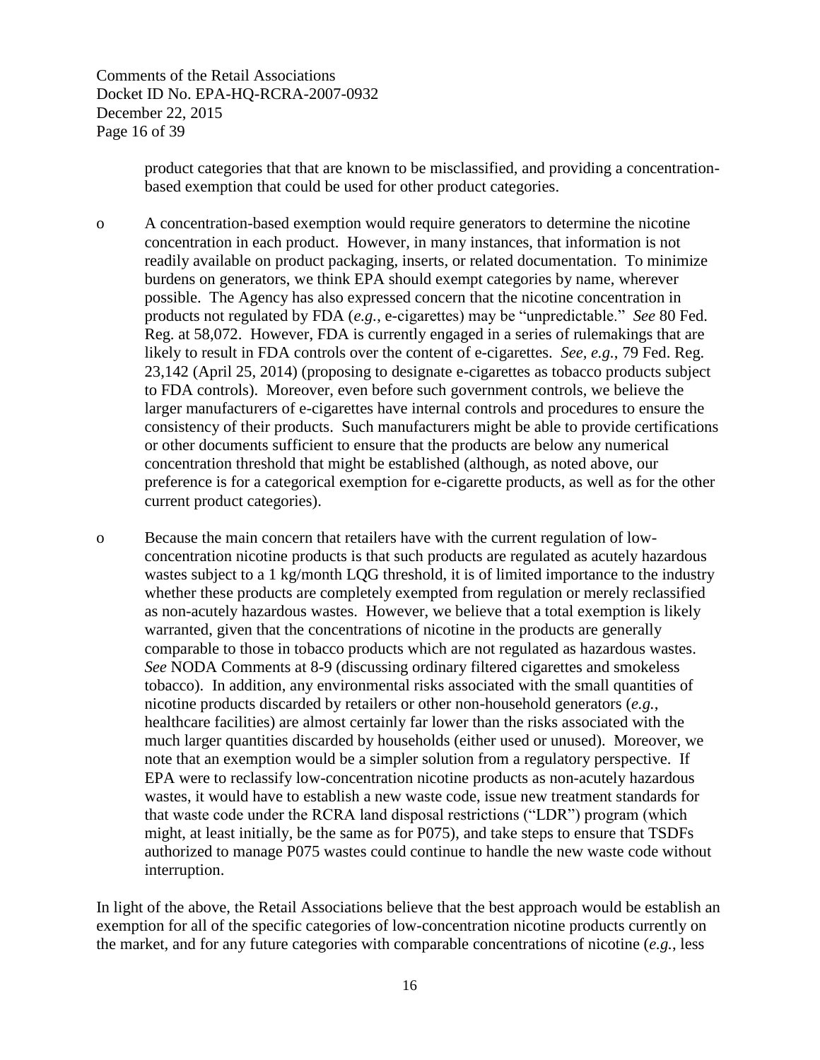product categories that that are known to be misclassified, and providing a concentration-based exemption that could be used for other product categories.

- A concentration-based exemption would require generators to determine the nicotine concentration in each product. However, in many instances, that information is not readily available on product packaging, inserts, or related documentation. To minimize burdens on generators, we think EPA should exempt categories by name, wherever possible. The Agency has also expressed concern that the nicotine concentration in products not regulated by FDA (*e.g.*, e-cigarettes) may be "unpredictable." *See* 80 Fed. Reg. at 58,072. However, FDA is currently engaged in a series of rulemakings that are likely to result in FDA controls over the content of e-cigarettes. *See, e.g.*, 79 Fed. Reg. 23,142 (April 25, 2014) (proposing to designate e-cigarettes as tobacco products subject to FDA controls). Moreover, even before such government controls, we believe the larger manufacturers of e-cigarettes have internal controls and procedures to ensure the consistency of their products. Such manufacturers might be able to provide certifications or other documents sufficient to ensure that the products are below any numerical concentration threshold that might be established (although, as noted above, our preference is for a categorical exemption for e-cigarette products, as well as for the other current product categories).

- Because the main concern that retailers have with the current regulation of low-concentration nicotine products is that such products are regulated as acutely hazardous wastes subject to a 1 kg/month LQG threshold, it is of limited importance to the industry whether these products are completely exempted from regulation or merely reclassified as non-acutely hazardous wastes. However, we believe that a total exemption is likely warranted, given that the concentrations of nicotine in the products are generally comparable to those in tobacco products which are not regulated as hazardous wastes. *See* NODA Comments at 8-9 (discussing ordinary filtered cigarettes and smokeless tobacco). In addition, any environmental risks associated with the small quantities of nicotine products discarded by retailers or other non-household generators (*e.g.*, healthcare facilities) are almost certainly far lower than the risks associated with the much larger quantities discarded by households (either used or unused). Moreover, we note that an exemption would be a simpler solution from a regulatory perspective. If EPA were to reclassify low-concentration nicotine products as non-acutely hazardous wastes, it would have to establish a new waste code, issue new treatment standards for that waste code under the RCRA land disposal restrictions ("LDR") program (which might, at least initially, be the same as for P075), and take steps to ensure that TSDFs authorized to manage P075 wastes could continue to handle the new waste code without interruption.

In light of the above, the Retail Associations believe that the best approach would be establish an exemption for all of the specific categories of low-concentration nicotine products currently on the market, and for any future categories with comparable concentrations of nicotine (*e.g.*, less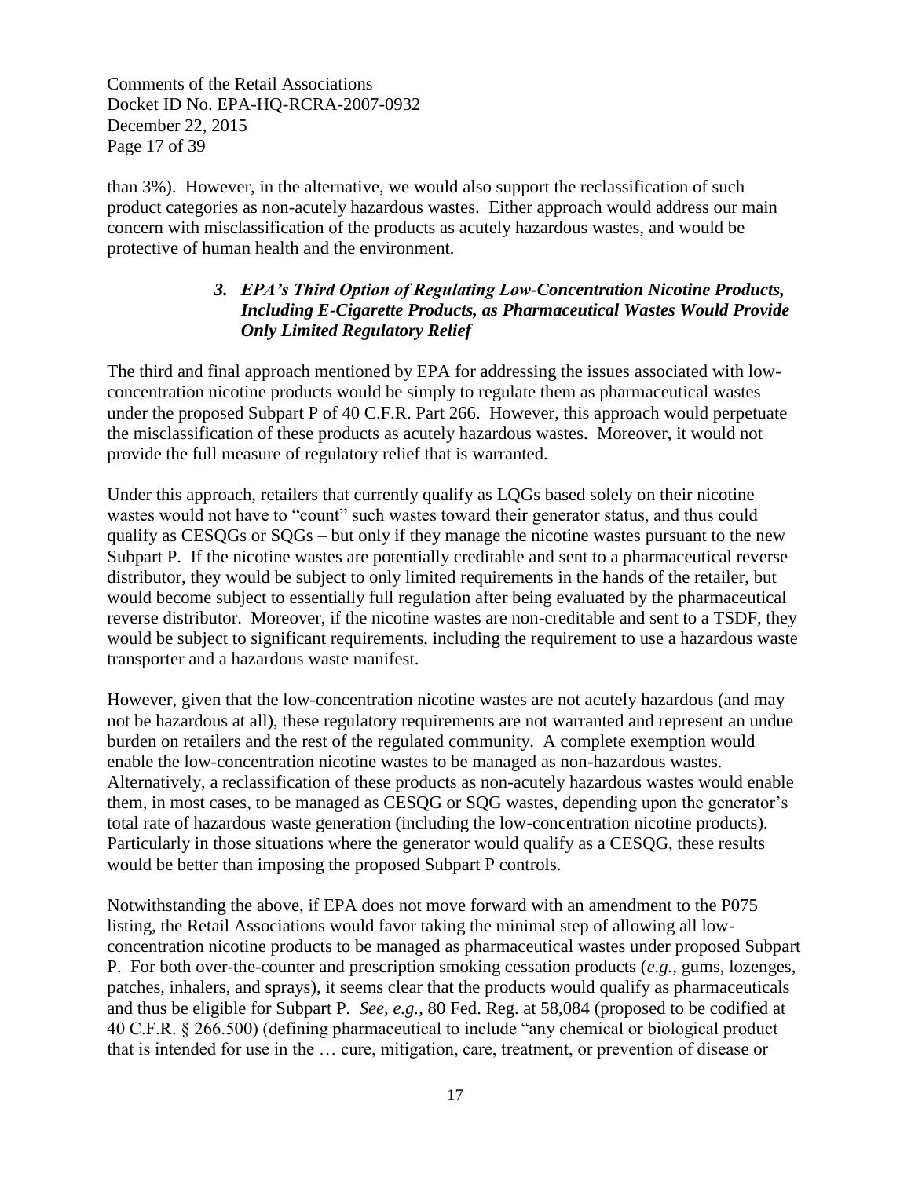than 3%). However, in the alternative, we would also support the reclassification of such product categories as non-acutely hazardous wastes. Either approach would address our main concern with misclassification of the products as acutely hazardous wastes, and would be protective of human health and the environment.

### *3. EPA's Third Option of Regulating Low-Concentration Nicotine Products, Including E-Cigarette Products, as Pharmaceutical Wastes Would Provide Only Limited Regulatory Relief*

The third and final approach mentioned by EPA for addressing the issues associated with low-concentration nicotine products would be simply to regulate them as pharmaceutical wastes under the proposed Subpart P of 40 C.F.R. Part 266. However, this approach would perpetuate the misclassification of these products as acutely hazardous wastes. Moreover, it would not provide the full measure of regulatory relief that is warranted.

Under this approach, retailers that currently qualify as LQGs based solely on their nicotine wastes would not have to "count" such wastes toward their generator status, and thus could qualify as CESQGs or SQGs – but only if they manage the nicotine wastes pursuant to the new Subpart P. If the nicotine wastes are potentially creditable and sent to a pharmaceutical reverse distributor, they would be subject to only limited requirements in the hands of the retailer, but would become subject to essentially full regulation after being evaluated by the pharmaceutical reverse distributor. Moreover, if the nicotine wastes are non-creditable and sent to a TSDF, they would be subject to significant requirements, including the requirement to use a hazardous waste transporter and a hazardous waste manifest.

However, given that the low-concentration nicotine wastes are not acutely hazardous (and may not be hazardous at all), these regulatory requirements are not warranted and represent an undue burden on retailers and the rest of the regulated community. A complete exemption would enable the low-concentration nicotine wastes to be managed as non-hazardous wastes. Alternatively, a reclassification of these products as non-acutely hazardous wastes would enable them, in most cases, to be managed as CESQG or SQG wastes, depending upon the generator's total rate of hazardous waste generation (including the low-concentration nicotine products). Particularly in those situations where the generator would qualify as a CESQG, these results would be better than imposing the proposed Subpart P controls.

Notwithstanding the above, if EPA does not move forward with an amendment to the P075 listing, the Retail Associations would favor taking the minimal step of allowing all low-concentration nicotine products to be managed as pharmaceutical wastes under proposed Subpart P. For both over-the-counter and prescription smoking cessation products (*e.g.*, gums, lozenges, patches, inhalers, and sprays), it seems clear that the products would qualify as pharmaceuticals and thus be eligible for Subpart P. *See, e.g.*, 80 Fed. Reg. at 58,084 (proposed to be codified at 40 C.F.R. § 266.500) (defining pharmaceutical to include "any chemical or biological product that is intended for use in the … cure, mitigation, care, treatment, or prevention of disease or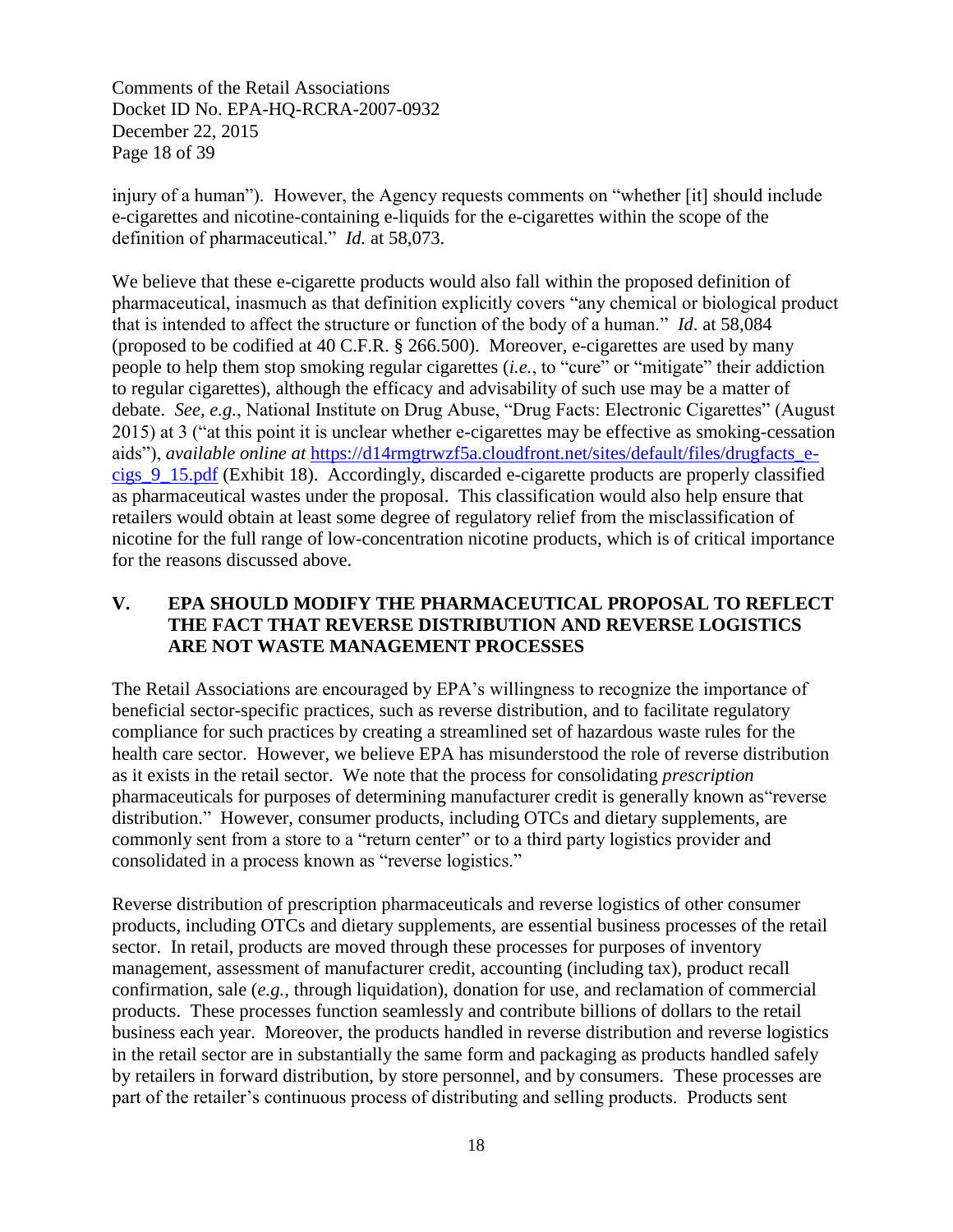injury of a human"). However, the Agency requests comments on "whether [it] should include e-cigarettes and nicotine-containing e-liquids for the e-cigarettes within the scope of the definition of pharmaceutical." *Id.* at 58,073.

We believe that these e-cigarette products would also fall within the proposed definition of pharmaceutical, inasmuch as that definition explicitly covers "any chemical or biological product that is intended to affect the structure or function of the body of a human." *Id.* at 58,084 (proposed to be codified at 40 C.F.R. § 266.500). Moreover, e-cigarettes are used by many people to help them stop smoking regular cigarettes (*i.e.*, to "cure" or "mitigate" their addiction to regular cigarettes), although the efficacy and advisability of such use may be a matter of debate. *See, e.g.*, National Institute on Drug Abuse, "Drug Facts: Electronic Cigarettes" (August 2015) at 3 ("at this point it is unclear whether e-cigarettes may be effective as smoking-cessation aids"), *available online at* [https://d14rmgtrwzf5a.cloudfront.net/sites/default/files/drugfacts_e-cigs_9_15.pdf](https://d14rmgtrwzf5a.cloudfront.net/sites/default/files/drugfacts_e-cigs_9_15.pdf) (Exhibit 18). Accordingly, discarded e-cigarette products are properly classified as pharmaceutical wastes under the proposal. This classification would also help ensure that retailers would obtain at least some degree of regulatory relief from the misclassification of nicotine for the full range of low-concentration nicotine products, which is of critical importance for the reasons discussed above.

## V. EPA SHOULD MODIFY THE PHARMACEUTICAL PROPOSAL TO REFLECT THE FACT THAT REVERSE DISTRIBUTION AND REVERSE LOGISTICS ARE NOT WASTE MANAGEMENT PROCESSES

The Retail Associations are encouraged by EPA's willingness to recognize the importance of beneficial sector-specific practices, such as reverse distribution, and to facilitate regulatory compliance for such practices by creating a streamlined set of hazardous waste rules for the health care sector. However, we believe EPA has misunderstood the role of reverse distribution as it exists in the retail sector. We note that the process for consolidating *prescription* pharmaceuticals for purposes of determining manufacturer credit is generally known as"reverse distribution." However, consumer products, including OTCs and dietary supplements, are commonly sent from a store to a "return center" or to a third party logistics provider and consolidated in a process known as "reverse logistics."

Reverse distribution of prescription pharmaceuticals and reverse logistics of other consumer products, including OTCs and dietary supplements, are essential business processes of the retail sector. In retail, products are moved through these processes for purposes of inventory management, assessment of manufacturer credit, accounting (including tax), product recall confirmation, sale (*e.g.*, through liquidation), donation for use, and reclamation of commercial products. These processes function seamlessly and contribute billions of dollars to the retail business each year. Moreover, the products handled in reverse distribution and reverse logistics in the retail sector are in substantially the same form and packaging as products handled safely by retailers in forward distribution, by store personnel, and by consumers. These processes are part of the retailer's continuous process of distributing and selling products. Products sent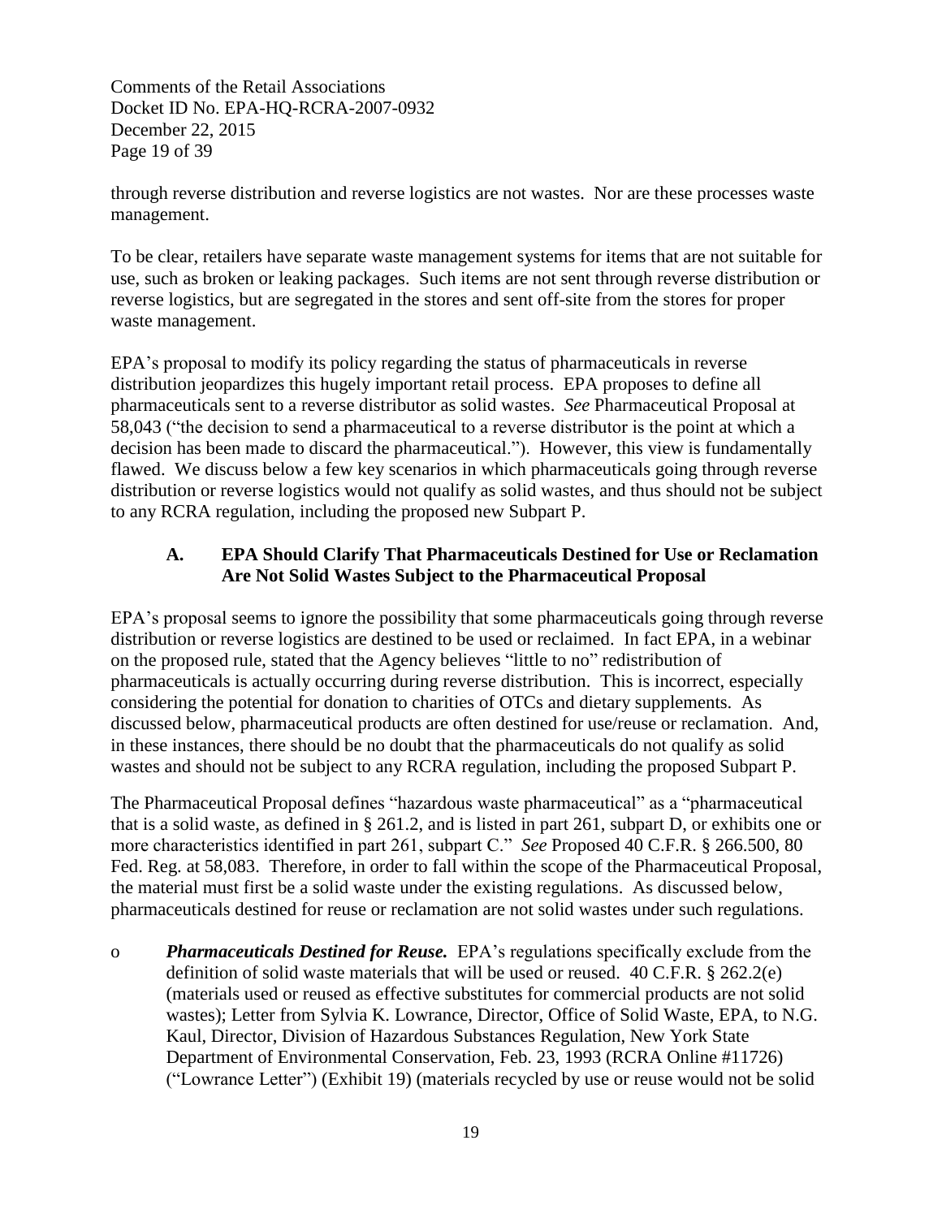through reverse distribution and reverse logistics are not wastes. Nor are these processes waste management.

To be clear, retailers have separate waste management systems for items that are not suitable for use, such as broken or leaking packages. Such items are not sent through reverse distribution or reverse logistics, but are segregated in the stores and sent off-site from the stores for proper waste management.

EPA's proposal to modify its policy regarding the status of pharmaceuticals in reverse distribution jeopardizes this hugely important retail process. EPA proposes to define all pharmaceuticals sent to a reverse distributor as solid wastes. *See* Pharmaceutical Proposal at 58,043 ("the decision to send a pharmaceutical to a reverse distributor is the point at which a decision has been made to discard the pharmaceutical."). However, this view is fundamentally flawed. We discuss below a few key scenarios in which pharmaceuticals going through reverse distribution or reverse logistics would not qualify as solid wastes, and thus should not be subject to any RCRA regulation, including the proposed new Subpart P.

### A. EPA Should Clarify That Pharmaceuticals Destined for Use or Reclamation Are Not Solid Wastes Subject to the Pharmaceutical Proposal

EPA's proposal seems to ignore the possibility that some pharmaceuticals going through reverse distribution or reverse logistics are destined to be used or reclaimed. In fact EPA, in a webinar on the proposed rule, stated that the Agency believes "little to no" redistribution of pharmaceuticals is actually occurring during reverse distribution. This is incorrect, especially considering the potential for donation to charities of OTCs and dietary supplements. As discussed below, pharmaceutical products are often destined for use/reuse or reclamation. And, in these instances, there should be no doubt that the pharmaceuticals do not qualify as solid wastes and should not be subject to any RCRA regulation, including the proposed Subpart P.

The Pharmaceutical Proposal defines "hazardous waste pharmaceutical" as a "pharmaceutical that is a solid waste, as defined in § 261.2, and is listed in part 261, subpart D, or exhibits one or more characteristics identified in part 261, subpart C." *See* Proposed 40 C.F.R. § 266.500, 80 Fed. Reg. at 58,083. Therefore, in order to fall within the scope of the Pharmaceutical Proposal, the material must first be a solid waste under the existing regulations. As discussed below, pharmaceuticals destined for reuse or reclamation are not solid wastes under such regulations.

- ***Pharmaceuticals Destined for Reuse.*** EPA's regulations specifically exclude from the definition of solid waste materials that will be used or reused. 40 C.F.R. § 262.2(e) (materials used or reused as effective substitutes for commercial products are not solid wastes); Letter from Sylvia K. Lowrance, Director, Office of Solid Waste, EPA, to N.G. Kaul, Director, Division of Hazardous Substances Regulation, New York State Department of Environmental Conservation, Feb. 23, 1993 (RCRA Online #11726) ("Lowrance Letter") (Exhibit 19) (materials recycled by use or reuse would not be solid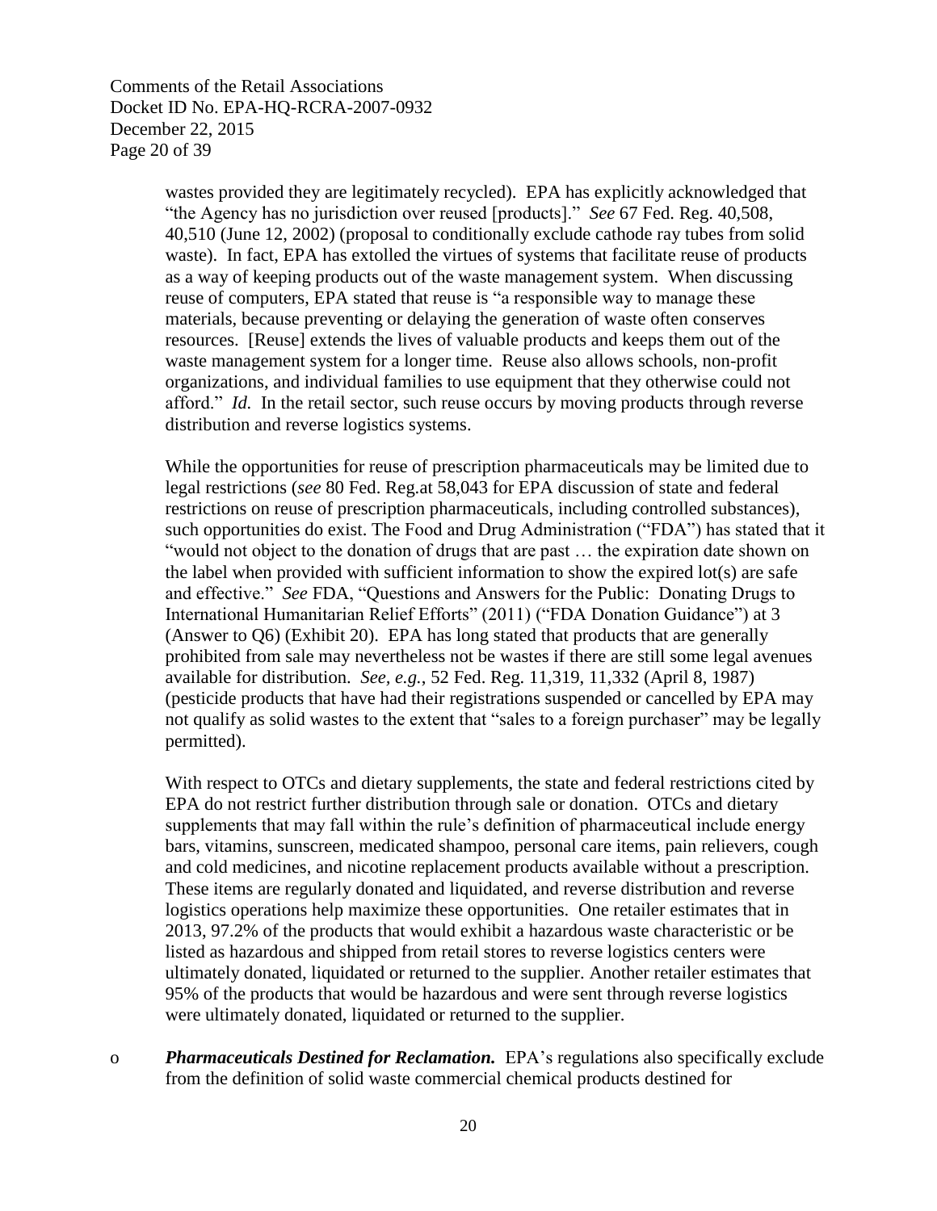wastes provided they are legitimately recycled). EPA has explicitly acknowledged that "the Agency has no jurisdiction over reused [products]." *See* 67 Fed. Reg. 40,508, 40,510 (June 12, 2002) (proposal to conditionally exclude cathode ray tubes from solid waste). In fact, EPA has extolled the virtues of systems that facilitate reuse of products as a way of keeping products out of the waste management system. When discussing reuse of computers, EPA stated that reuse is "a responsible way to manage these materials, because preventing or delaying the generation of waste often conserves resources. [Reuse] extends the lives of valuable products and keeps them out of the waste management system for a longer time. Reuse also allows schools, non-profit organizations, and individual families to use equipment that they otherwise could not afford." *Id.* In the retail sector, such reuse occurs by moving products through reverse distribution and reverse logistics systems.

While the opportunities for reuse of prescription pharmaceuticals may be limited due to legal restrictions (*see* 80 Fed. Reg.at 58,043 for EPA discussion of state and federal restrictions on reuse of prescription pharmaceuticals, including controlled substances), such opportunities do exist. The Food and Drug Administration ("FDA") has stated that it "would not object to the donation of drugs that are past … the expiration date shown on the label when provided with sufficient information to show the expired lot(s) are safe and effective." *See* FDA, "Questions and Answers for the Public: Donating Drugs to International Humanitarian Relief Efforts" (2011) ("FDA Donation Guidance") at 3 (Answer to Q6) (Exhibit 20). EPA has long stated that products that are generally prohibited from sale may nevertheless not be wastes if there are still some legal avenues available for distribution. *See, e.g.*, 52 Fed. Reg. 11,319, 11,332 (April 8, 1987) (pesticide products that have had their registrations suspended or cancelled by EPA may not qualify as solid wastes to the extent that "sales to a foreign purchaser" may be legally permitted).

With respect to OTCs and dietary supplements, the state and federal restrictions cited by EPA do not restrict further distribution through sale or donation. OTCs and dietary supplements that may fall within the rule's definition of pharmaceutical include energy bars, vitamins, sunscreen, medicated shampoo, personal care items, pain relievers, cough and cold medicines, and nicotine replacement products available without a prescription. These items are regularly donated and liquidated, and reverse distribution and reverse logistics operations help maximize these opportunities. One retailer estimates that in 2013, 97.2% of the products that would exhibit a hazardous waste characteristic or be listed as hazardous and shipped from retail stores to reverse logistics centers were ultimately donated, liquidated or returned to the supplier. Another retailer estimates that 95% of the products that would be hazardous and were sent through reverse logistics were ultimately donated, liquidated or returned to the supplier.

- ***Pharmaceuticals Destined for Reclamation.*** EPA's regulations also specifically exclude from the definition of solid waste commercial chemical products destined for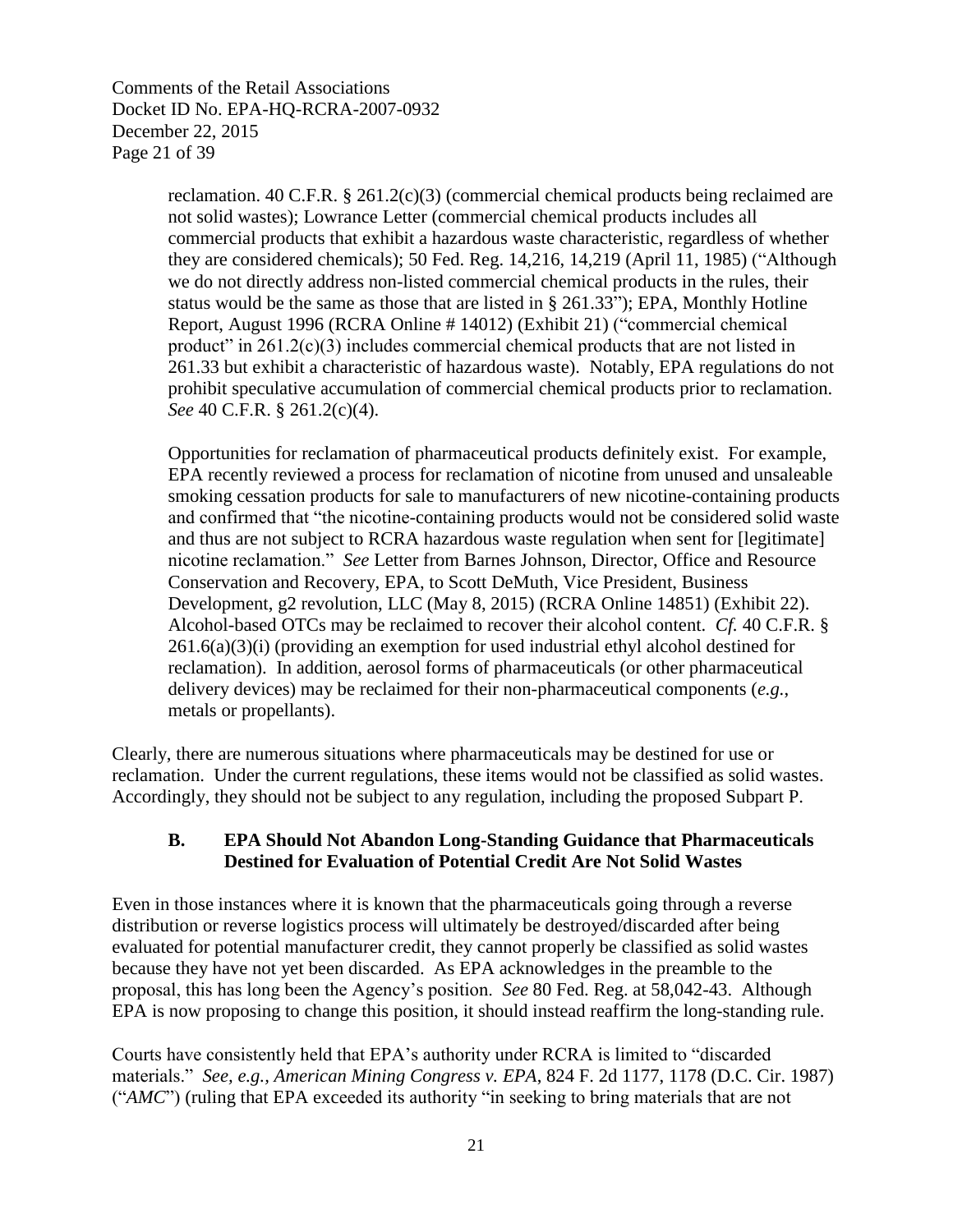reclamation. 40 C.F.R. § 261.2(c)(3) (commercial chemical products being reclaimed are not solid wastes); Lowrance Letter (commercial chemical products includes all commercial products that exhibit a hazardous waste characteristic, regardless of whether they are considered chemicals); 50 Fed. Reg. 14,216, 14,219 (April 11, 1985) ("Although we do not directly address non-listed commercial chemical products in the rules, their status would be the same as those that are listed in § 261.33"); EPA, Monthly Hotline Report, August 1996 (RCRA Online # 14012) (Exhibit 21) ("commercial chemical product" in 261.2(c)(3) includes commercial chemical products that are not listed in 261.33 but exhibit a characteristic of hazardous waste). Notably, EPA regulations do not prohibit speculative accumulation of commercial chemical products prior to reclamation. *See* 40 C.F.R. § 261.2(c)(4).

Opportunities for reclamation of pharmaceutical products definitely exist. For example, EPA recently reviewed a process for reclamation of nicotine from unused and unsaleable smoking cessation products for sale to manufacturers of new nicotine-containing products and confirmed that "the nicotine-containing products would not be considered solid waste and thus are not subject to RCRA hazardous waste regulation when sent for [legitimate] nicotine reclamation." *See* Letter from Barnes Johnson, Director, Office and Resource Conservation and Recovery, EPA, to Scott DeMuth, Vice President, Business Development, g2 revolution, LLC (May 8, 2015) (RCRA Online 14851) (Exhibit 22). Alcohol-based OTCs may be reclaimed to recover their alcohol content. *Cf.* 40 C.F.R. § 261.6(a)(3)(i) (providing an exemption for used industrial ethyl alcohol destined for reclamation). In addition, aerosol forms of pharmaceuticals (or other pharmaceutical delivery devices) may be reclaimed for their non-pharmaceutical components (*e.g.*, metals or propellants).

Clearly, there are numerous situations where pharmaceuticals may be destined for use or reclamation. Under the current regulations, these items would not be classified as solid wastes. Accordingly, they should not be subject to any regulation, including the proposed Subpart P.

### B. EPA Should Not Abandon Long-Standing Guidance that Pharmaceuticals Destined for Evaluation of Potential Credit Are Not Solid Wastes

Even in those instances where it is known that the pharmaceuticals going through a reverse distribution or reverse logistics process will ultimately be destroyed/discarded after being evaluated for potential manufacturer credit, they cannot properly be classified as solid wastes because they have not yet been discarded. As EPA acknowledges in the preamble to the proposal, this has long been the Agency's position. *See* 80 Fed. Reg. at 58,042-43. Although EPA is now proposing to change this position, it should instead reaffirm the long-standing rule.

Courts have consistently held that EPA's authority under RCRA is limited to "discarded materials." *See, e.g.*, *American Mining Congress v. EPA*, 824 F. 2d 1177, 1178 (D.C. Cir. 1987) ("*AMC*") (ruling that EPA exceeded its authority "in seeking to bring materials that are not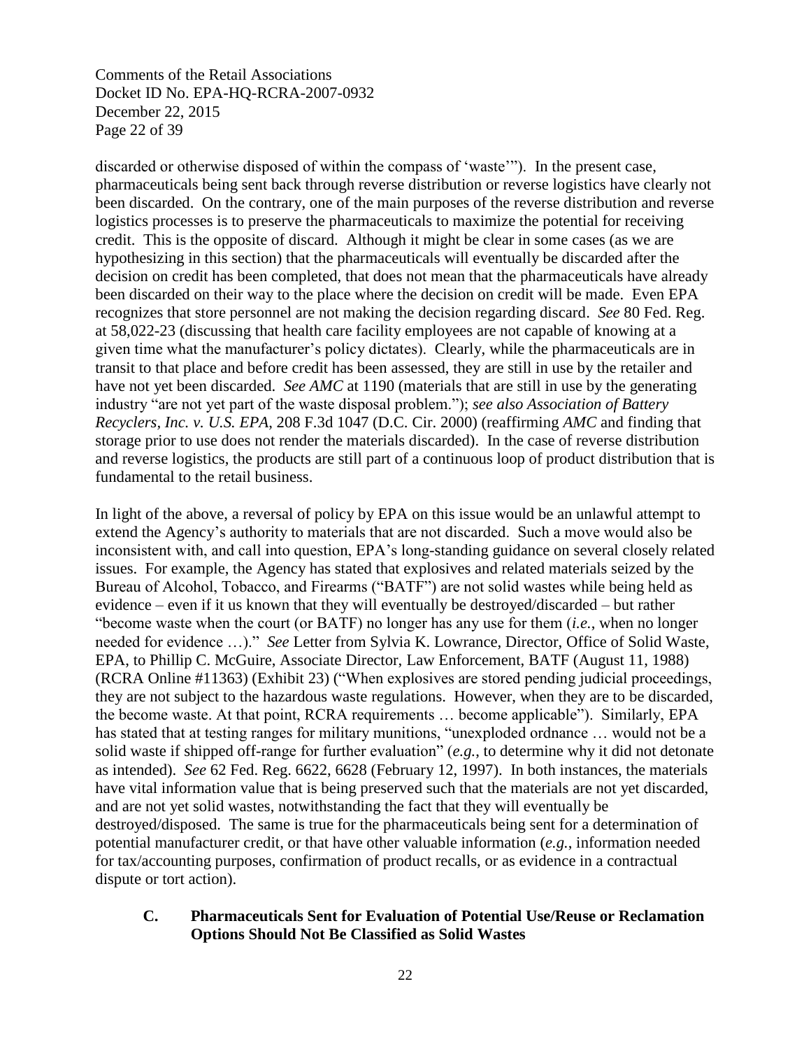discarded or otherwise disposed of within the compass of 'waste'"). In the present case, pharmaceuticals being sent back through reverse distribution or reverse logistics have clearly not been discarded. On the contrary, one of the main purposes of the reverse distribution and reverse logistics processes is to preserve the pharmaceuticals to maximize the potential for receiving credit. This is the opposite of discard. Although it might be clear in some cases (as we are hypothesizing in this section) that the pharmaceuticals will eventually be discarded after the decision on credit has been completed, that does not mean that the pharmaceuticals have already been discarded on their way to the place where the decision on credit will be made. Even EPA recognizes that store personnel are not making the decision regarding discard. *See* 80 Fed. Reg. at 58,022-23 (discussing that health care facility employees are not capable of knowing at a given time what the manufacturer's policy dictates). Clearly, while the pharmaceuticals are in transit to that place and before credit has been assessed, they are still in use by the retailer and have not yet been discarded. *See AMC* at 1190 (materials that are still in use by the generating industry "are not yet part of the waste disposal problem."); *see also Association of Battery Recyclers, Inc. v. U.S. EPA*, 208 F.3d 1047 (D.C. Cir. 2000) (reaffirming *AMC* and finding that storage prior to use does not render the materials discarded). In the case of reverse distribution and reverse logistics, the products are still part of a continuous loop of product distribution that is fundamental to the retail business.

In light of the above, a reversal of policy by EPA on this issue would be an unlawful attempt to extend the Agency's authority to materials that are not discarded. Such a move would also be inconsistent with, and call into question, EPA's long-standing guidance on several closely related issues. For example, the Agency has stated that explosives and related materials seized by the Bureau of Alcohol, Tobacco, and Firearms ("BATF") are not solid wastes while being held as evidence – even if it us known that they will eventually be destroyed/discarded – but rather "become waste when the court (or BATF) no longer has any use for them (*i.e.*, when no longer needed for evidence …)." *See* Letter from Sylvia K. Lowrance, Director, Office of Solid Waste, EPA, to Phillip C. McGuire, Associate Director, Law Enforcement, BATF (August 11, 1988) (RCRA Online #11363) (Exhibit 23) ("When explosives are stored pending judicial proceedings, they are not subject to the hazardous waste regulations. However, when they are to be discarded, the become waste. At that point, RCRA requirements … become applicable"). Similarly, EPA has stated that at testing ranges for military munitions, "unexploded ordnance … would not be a solid waste if shipped off-range for further evaluation" (*e.g.*, to determine why it did not detonate as intended). *See* 62 Fed. Reg. 6622, 6628 (February 12, 1997). In both instances, the materials have vital information value that is being preserved such that the materials are not yet discarded, and are not yet solid wastes, notwithstanding the fact that they will eventually be destroyed/disposed. The same is true for the pharmaceuticals being sent for a determination of potential manufacturer credit, or that have other valuable information (*e.g.*, information needed for tax/accounting purposes, confirmation of product recalls, or as evidence in a contractual dispute or tort action).

### C. Pharmaceuticals Sent for Evaluation of Potential Use/Reuse or Reclamation Options Should Not Be Classified as Solid Wastes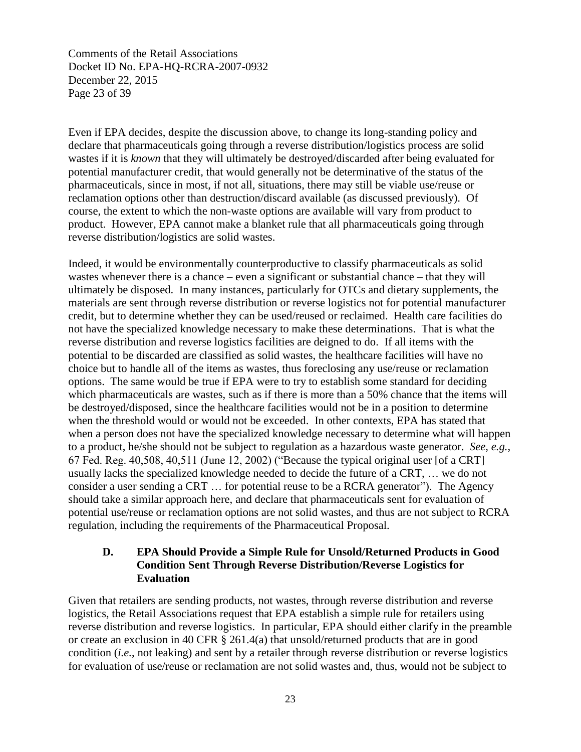Even if EPA decides, despite the discussion above, to change its long-standing policy and declare that pharmaceuticals going through a reverse distribution/logistics process are solid wastes if it is *known* that they will ultimately be destroyed/discarded after being evaluated for potential manufacturer credit, that would generally not be determinative of the status of the pharmaceuticals, since in most, if not all, situations, there may still be viable use/reuse or reclamation options other than destruction/discard available (as discussed previously). Of course, the extent to which the non-waste options are available will vary from product to product. However, EPA cannot make a blanket rule that all pharmaceuticals going through reverse distribution/logistics are solid wastes.

Indeed, it would be environmentally counterproductive to classify pharmaceuticals as solid wastes whenever there is a chance – even a significant or substantial chance – that they will ultimately be disposed. In many instances, particularly for OTCs and dietary supplements, the materials are sent through reverse distribution or reverse logistics not for potential manufacturer credit, but to determine whether they can be used/reused or reclaimed. Health care facilities do not have the specialized knowledge necessary to make these determinations. That is what the reverse distribution and reverse logistics facilities are deigned to do. If all items with the potential to be discarded are classified as solid wastes, the healthcare facilities will have no choice but to handle all of the items as wastes, thus foreclosing any use/reuse or reclamation options. The same would be true if EPA were to try to establish some standard for deciding which pharmaceuticals are wastes, such as if there is more than a 50% chance that the items will be destroyed/disposed, since the healthcare facilities would not be in a position to determine when the threshold would or would not be exceeded. In other contexts, EPA has stated that when a person does not have the specialized knowledge necessary to determine what will happen to a product, he/she should not be subject to regulation as a hazardous waste generator. *See, e.g.*, 67 Fed. Reg. 40,508, 40,511 (June 12, 2002) ("Because the typical original user [of a CRT] usually lacks the specialized knowledge needed to decide the future of a CRT, … we do not consider a user sending a CRT … for potential reuse to be a RCRA generator"). The Agency should take a similar approach here, and declare that pharmaceuticals sent for evaluation of potential use/reuse or reclamation options are not solid wastes, and thus are not subject to RCRA regulation, including the requirements of the Pharmaceutical Proposal.

### D. EPA Should Provide a Simple Rule for Unsold/Returned Products in Good Condition Sent Through Reverse Distribution/Reverse Logistics for Evaluation

Given that retailers are sending products, not wastes, through reverse distribution and reverse logistics, the Retail Associations request that EPA establish a simple rule for retailers using reverse distribution and reverse logistics. In particular, EPA should either clarify in the preamble or create an exclusion in 40 CFR § 261.4(a) that unsold/returned products that are in good condition (*i.e.*, not leaking) and sent by a retailer through reverse distribution or reverse logistics for evaluation of use/reuse or reclamation are not solid wastes and, thus, would not be subject to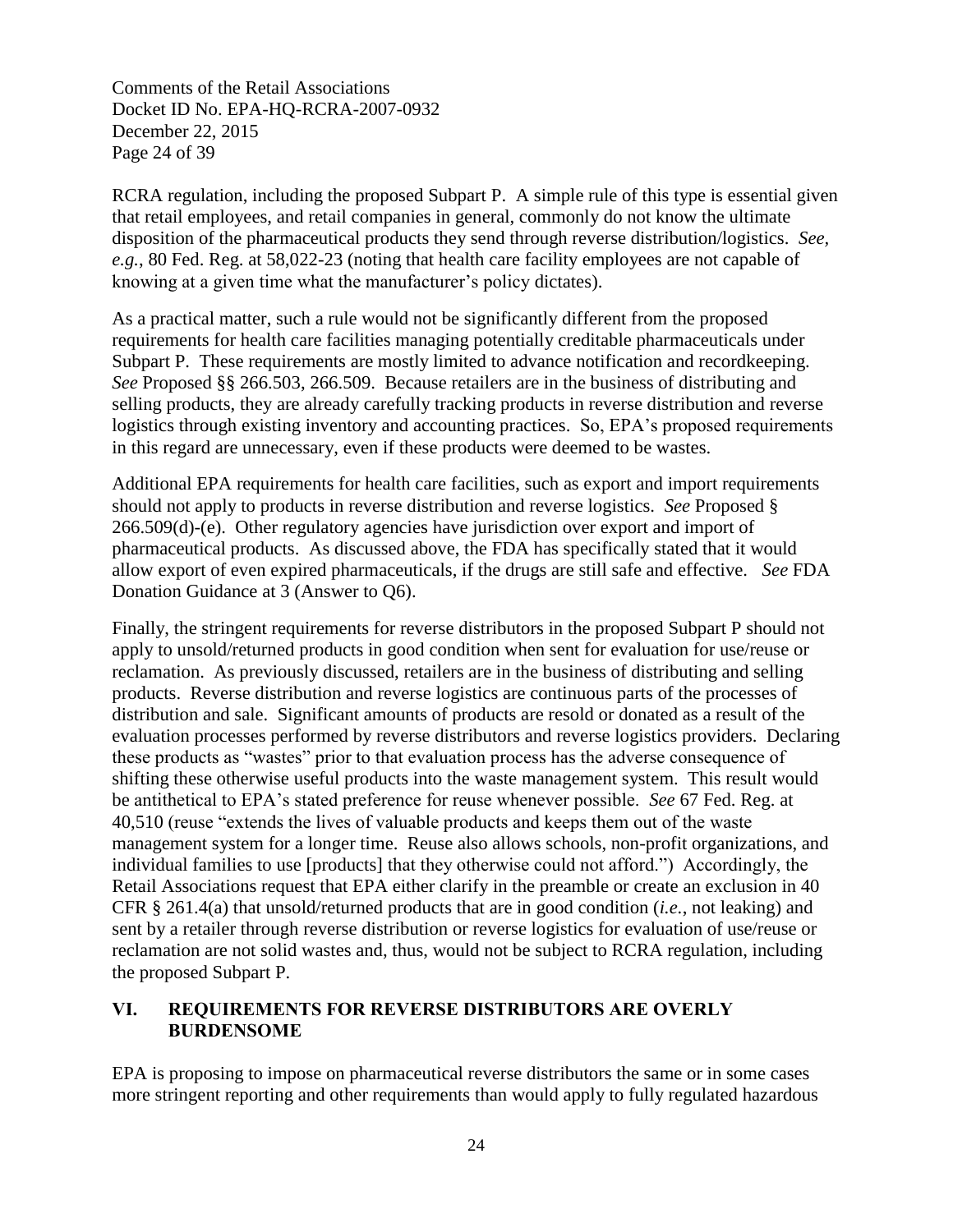RCRA regulation, including the proposed Subpart P. A simple rule of this type is essential given that retail employees, and retail companies in general, commonly do not know the ultimate disposition of the pharmaceutical products they send through reverse distribution/logistics. *See, e.g.*, 80 Fed. Reg. at 58,022-23 (noting that health care facility employees are not capable of knowing at a given time what the manufacturer's policy dictates).

As a practical matter, such a rule would not be significantly different from the proposed requirements for health care facilities managing potentially creditable pharmaceuticals under Subpart P. These requirements are mostly limited to advance notification and recordkeeping. *See* Proposed §§ 266.503, 266.509. Because retailers are in the business of distributing and selling products, they are already carefully tracking products in reverse distribution and reverse logistics through existing inventory and accounting practices. So, EPA's proposed requirements in this regard are unnecessary, even if these products were deemed to be wastes.

Additional EPA requirements for health care facilities, such as export and import requirements should not apply to products in reverse distribution and reverse logistics. *See* Proposed § 266.509(d)-(e). Other regulatory agencies have jurisdiction over export and import of pharmaceutical products. As discussed above, the FDA has specifically stated that it would allow export of even expired pharmaceuticals, if the drugs are still safe and effective. *See* FDA Donation Guidance at 3 (Answer to Q6).

Finally, the stringent requirements for reverse distributors in the proposed Subpart P should not apply to unsold/returned products in good condition when sent for evaluation for use/reuse or reclamation. As previously discussed, retailers are in the business of distributing and selling products. Reverse distribution and reverse logistics are continuous parts of the processes of distribution and sale. Significant amounts of products are resold or donated as a result of the evaluation processes performed by reverse distributors and reverse logistics providers. Declaring these products as "wastes" prior to that evaluation process has the adverse consequence of shifting these otherwise useful products into the waste management system. This result would be antithetical to EPA's stated preference for reuse whenever possible. *See* 67 Fed. Reg. at 40,510 (reuse "extends the lives of valuable products and keeps them out of the waste management system for a longer time. Reuse also allows schools, non-profit organizations, and individual families to use [products] that they otherwise could not afford.") Accordingly, the Retail Associations request that EPA either clarify in the preamble or create an exclusion in 40 CFR § 261.4(a) that unsold/returned products that are in good condition (*i.e.*, not leaking) and sent by a retailer through reverse distribution or reverse logistics for evaluation of use/reuse or reclamation are not solid wastes and, thus, would not be subject to RCRA regulation, including the proposed Subpart P.

## VI. REQUIREMENTS FOR REVERSE DISTRIBUTORS ARE OVERLY BURDENSOME

EPA is proposing to impose on pharmaceutical reverse distributors the same or in some cases more stringent reporting and other requirements than would apply to fully regulated hazardous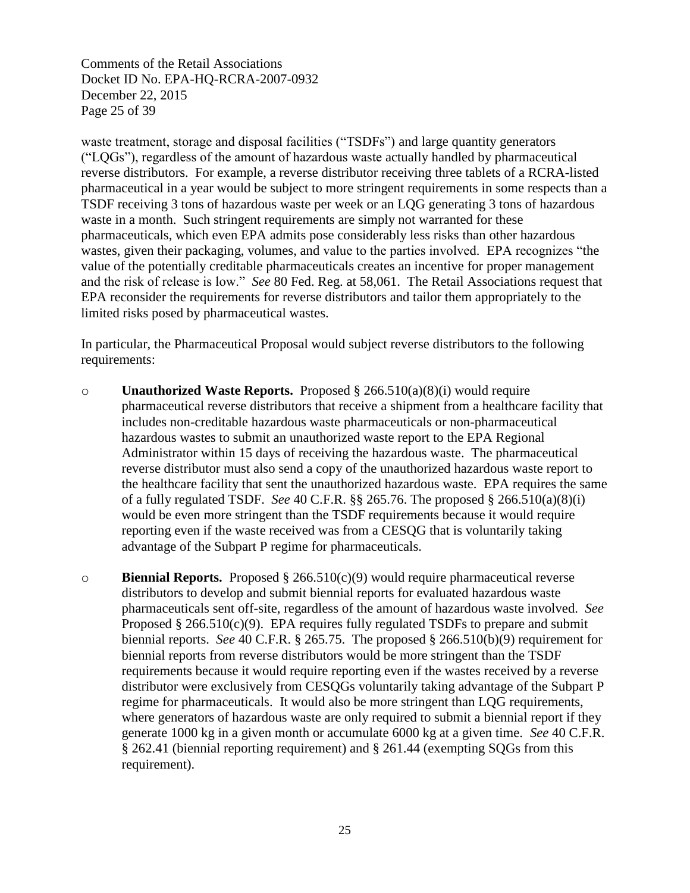waste treatment, storage and disposal facilities ("TSDFs") and large quantity generators ("LQGs"), regardless of the amount of hazardous waste actually handled by pharmaceutical reverse distributors. For example, a reverse distributor receiving three tablets of a RCRA-listed pharmaceutical in a year would be subject to more stringent requirements in some respects than a TSDF receiving 3 tons of hazardous waste per week or an LQG generating 3 tons of hazardous waste in a month. Such stringent requirements are simply not warranted for these pharmaceuticals, which even EPA admits pose considerably less risks than other hazardous wastes, given their packaging, volumes, and value to the parties involved. EPA recognizes "the value of the potentially creditable pharmaceuticals creates an incentive for proper management and the risk of release is low." *See* 80 Fed. Reg. at 58,061. The Retail Associations request that EPA reconsider the requirements for reverse distributors and tailor them appropriately to the limited risks posed by pharmaceutical wastes.

In particular, the Pharmaceutical Proposal would subject reverse distributors to the following requirements:

- **Unauthorized Waste Reports.** Proposed § 266.510(a)(8)(i) would require pharmaceutical reverse distributors that receive a shipment from a healthcare facility that includes non-creditable hazardous waste pharmaceuticals or non-pharmaceutical hazardous wastes to submit an unauthorized waste report to the EPA Regional Administrator within 15 days of receiving the hazardous waste. The pharmaceutical reverse distributor must also send a copy of the unauthorized hazardous waste report to the healthcare facility that sent the unauthorized hazardous waste. EPA requires the same of a fully regulated TSDF. *See* 40 C.F.R. §§ 265.76. The proposed § 266.510(a)(8)(i) would be even more stringent than the TSDF requirements because it would require reporting even if the waste received was from a CESQG that is voluntarily taking advantage of the Subpart P regime for pharmaceuticals.

- **Biennial Reports.** Proposed § 266.510(c)(9) would require pharmaceutical reverse distributors to develop and submit biennial reports for evaluated hazardous waste pharmaceuticals sent off-site, regardless of the amount of hazardous waste involved. *See* Proposed § 266.510(c)(9). EPA requires fully regulated TSDFs to prepare and submit biennial reports. *See* 40 C.F.R. § 265.75. The proposed § 266.510(b)(9) requirement for biennial reports from reverse distributors would be more stringent than the TSDF requirements because it would require reporting even if the wastes received by a reverse distributor were exclusively from CESQGs voluntarily taking advantage of the Subpart P regime for pharmaceuticals. It would also be more stringent than LQG requirements, where generators of hazardous waste are only required to submit a biennial report if they generate 1000 kg in a given month or accumulate 6000 kg at a given time. *See* 40 C.F.R. § 262.41 (biennial reporting requirement) and § 261.44 (exempting SQGs from this requirement).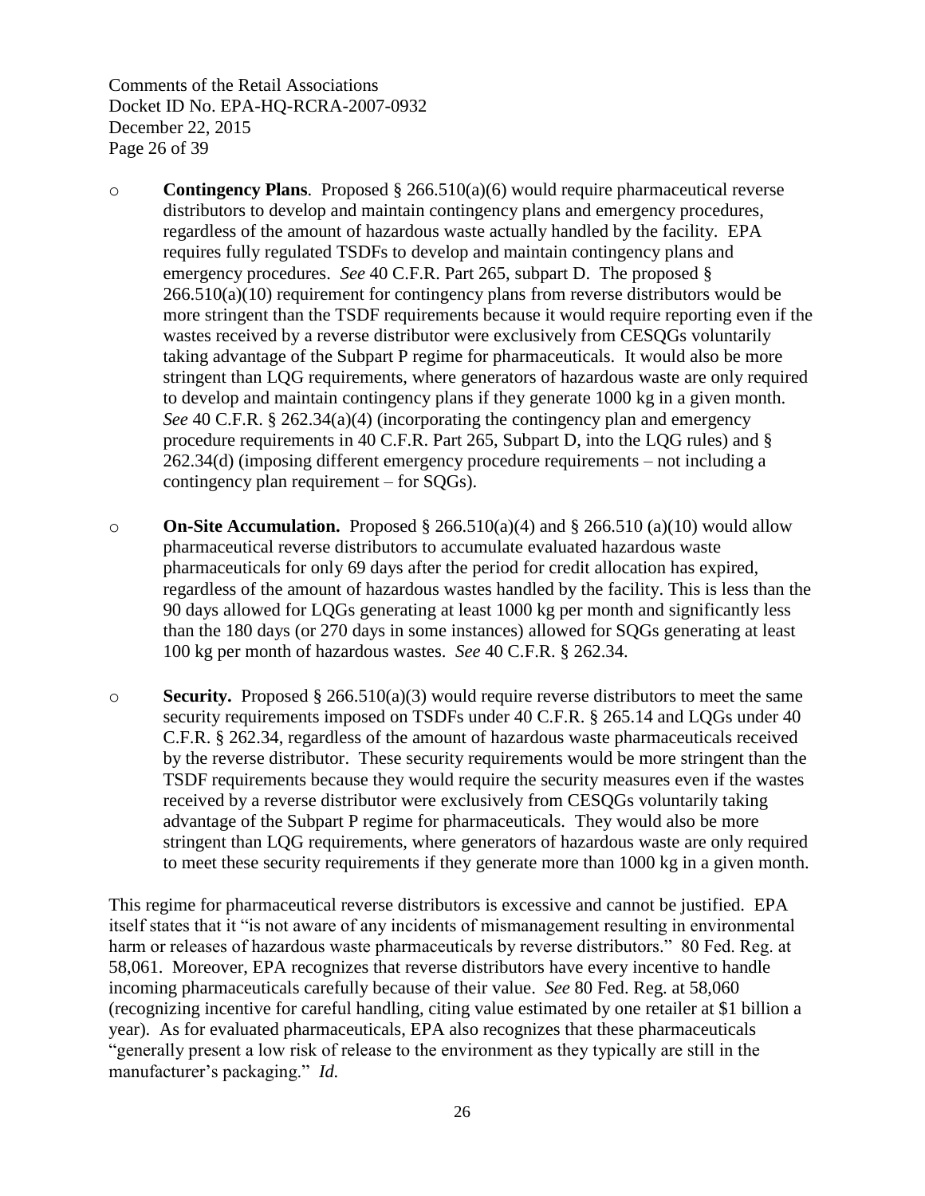- **Contingency Plans**. Proposed § 266.510(a)(6) would require pharmaceutical reverse distributors to develop and maintain contingency plans and emergency procedures, regardless of the amount of hazardous waste actually handled by the facility. EPA requires fully regulated TSDFs to develop and maintain contingency plans and emergency procedures. *See* 40 C.F.R. Part 265, subpart D. The proposed § 266.510(a)(10) requirement for contingency plans from reverse distributors would be more stringent than the TSDF requirements because it would require reporting even if the wastes received by a reverse distributor were exclusively from CESQGs voluntarily taking advantage of the Subpart P regime for pharmaceuticals. It would also be more stringent than LQG requirements, where generators of hazardous waste are only required to develop and maintain contingency plans if they generate 1000 kg in a given month. *See* 40 C.F.R. § 262.34(a)(4) (incorporating the contingency plan and emergency procedure requirements in 40 C.F.R. Part 265, Subpart D, into the LQG rules) and § 262.34(d) (imposing different emergency procedure requirements – not including a contingency plan requirement – for SQGs).

- **On-Site Accumulation.** Proposed § 266.510(a)(4) and § 266.510 (a)(10) would allow pharmaceutical reverse distributors to accumulate evaluated hazardous waste pharmaceuticals for only 69 days after the period for credit allocation has expired, regardless of the amount of hazardous wastes handled by the facility. This is less than the 90 days allowed for LQGs generating at least 1000 kg per month and significantly less than the 180 days (or 270 days in some instances) allowed for SQGs generating at least 100 kg per month of hazardous wastes. *See* 40 C.F.R. § 262.34.

- **Security.** Proposed § 266.510(a)(3) would require reverse distributors to meet the same security requirements imposed on TSDFs under 40 C.F.R. § 265.14 and LQGs under 40 C.F.R. § 262.34, regardless of the amount of hazardous waste pharmaceuticals received by the reverse distributor. These security requirements would be more stringent than the TSDF requirements because they would require the security measures even if the wastes received by a reverse distributor were exclusively from CESQGs voluntarily taking advantage of the Subpart P regime for pharmaceuticals. They would also be more stringent than LQG requirements, where generators of hazardous waste are only required to meet these security requirements if they generate more than 1000 kg in a given month.

This regime for pharmaceutical reverse distributors is excessive and cannot be justified. EPA itself states that it "is not aware of any incidents of mismanagement resulting in environmental harm or releases of hazardous waste pharmaceuticals by reverse distributors." 80 Fed. Reg. at 58,061. Moreover, EPA recognizes that reverse distributors have every incentive to handle incoming pharmaceuticals carefully because of their value. *See* 80 Fed. Reg. at 58,060 (recognizing incentive for careful handling, citing value estimated by one retailer at $1 billion a year). As for evaluated pharmaceuticals, EPA also recognizes that these pharmaceuticals "generally present a low risk of release to the environment as they typically are still in the manufacturer's packaging." *Id.*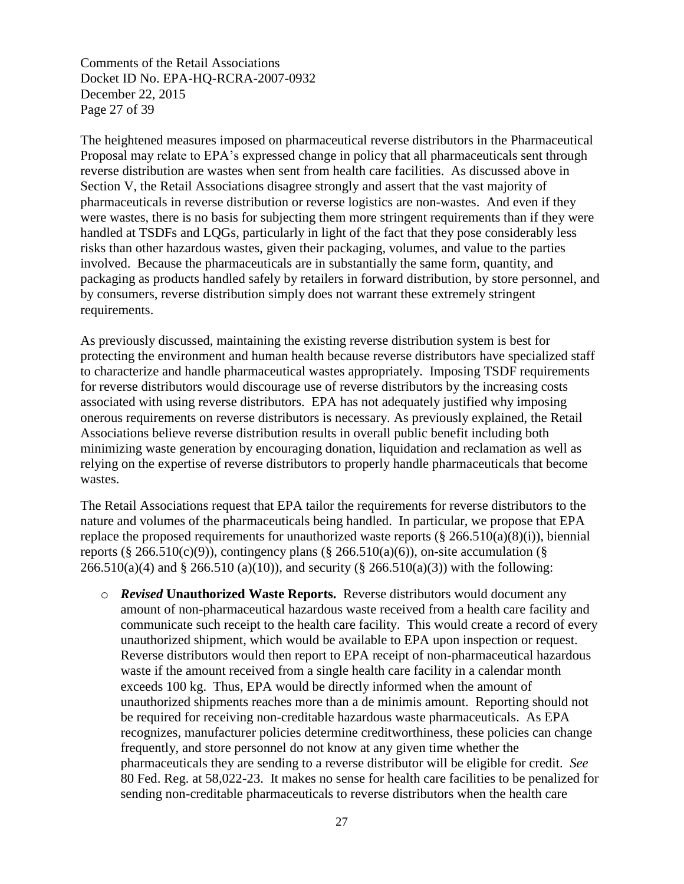The heightened measures imposed on pharmaceutical reverse distributors in the Pharmaceutical Proposal may relate to EPA's expressed change in policy that all pharmaceuticals sent through reverse distribution are wastes when sent from health care facilities. As discussed above in Section V, the Retail Associations disagree strongly and assert that the vast majority of pharmaceuticals in reverse distribution or reverse logistics are non-wastes. And even if they were wastes, there is no basis for subjecting them more stringent requirements than if they were handled at TSDFs and LQGs, particularly in light of the fact that they pose considerably less risks than other hazardous wastes, given their packaging, volumes, and value to the parties involved. Because the pharmaceuticals are in substantially the same form, quantity, and packaging as products handled safely by retailers in forward distribution, by store personnel, and by consumers, reverse distribution simply does not warrant these extremely stringent requirements.

As previously discussed, maintaining the existing reverse distribution system is best for protecting the environment and human health because reverse distributors have specialized staff to characterize and handle pharmaceutical wastes appropriately. Imposing TSDF requirements for reverse distributors would discourage use of reverse distributors by the increasing costs associated with using reverse distributors. EPA has not adequately justified why imposing onerous requirements on reverse distributors is necessary. As previously explained, the Retail Associations believe reverse distribution results in overall public benefit including both minimizing waste generation by encouraging donation, liquidation and reclamation as well as relying on the expertise of reverse distributors to properly handle pharmaceuticals that become wastes.

The Retail Associations request that EPA tailor the requirements for reverse distributors to the nature and volumes of the pharmaceuticals being handled. In particular, we propose that EPA replace the proposed requirements for unauthorized waste reports (§ 266.510(a)(8)(i)), biennial reports (§ 266.510(c)(9)), contingency plans (§ 266.510(a)(6)), on-site accumulation (§ 266.510(a)(4) and § 266.510 (a)(10)), and security (§ 266.510(a)(3)) with the following:

- ***Revised* Unauthorized Waste Reports.** Reverse distributors would document any amount of non-pharmaceutical hazardous waste received from a health care facility and communicate such receipt to the health care facility. This would create a record of every unauthorized shipment, which would be available to EPA upon inspection or request. Reverse distributors would then report to EPA receipt of non-pharmaceutical hazardous waste if the amount received from a single health care facility in a calendar month exceeds 100 kg. Thus, EPA would be directly informed when the amount of unauthorized shipments reaches more than a de minimis amount. Reporting should not be required for receiving non-creditable hazardous waste pharmaceuticals. As EPA recognizes, manufacturer policies determine creditworthiness, these policies can change frequently, and store personnel do not know at any given time whether the pharmaceuticals they are sending to a reverse distributor will be eligible for credit. *See* 80 Fed. Reg. at 58,022-23. It makes no sense for health care facilities to be penalized for sending non-creditable pharmaceuticals to reverse distributors when the health care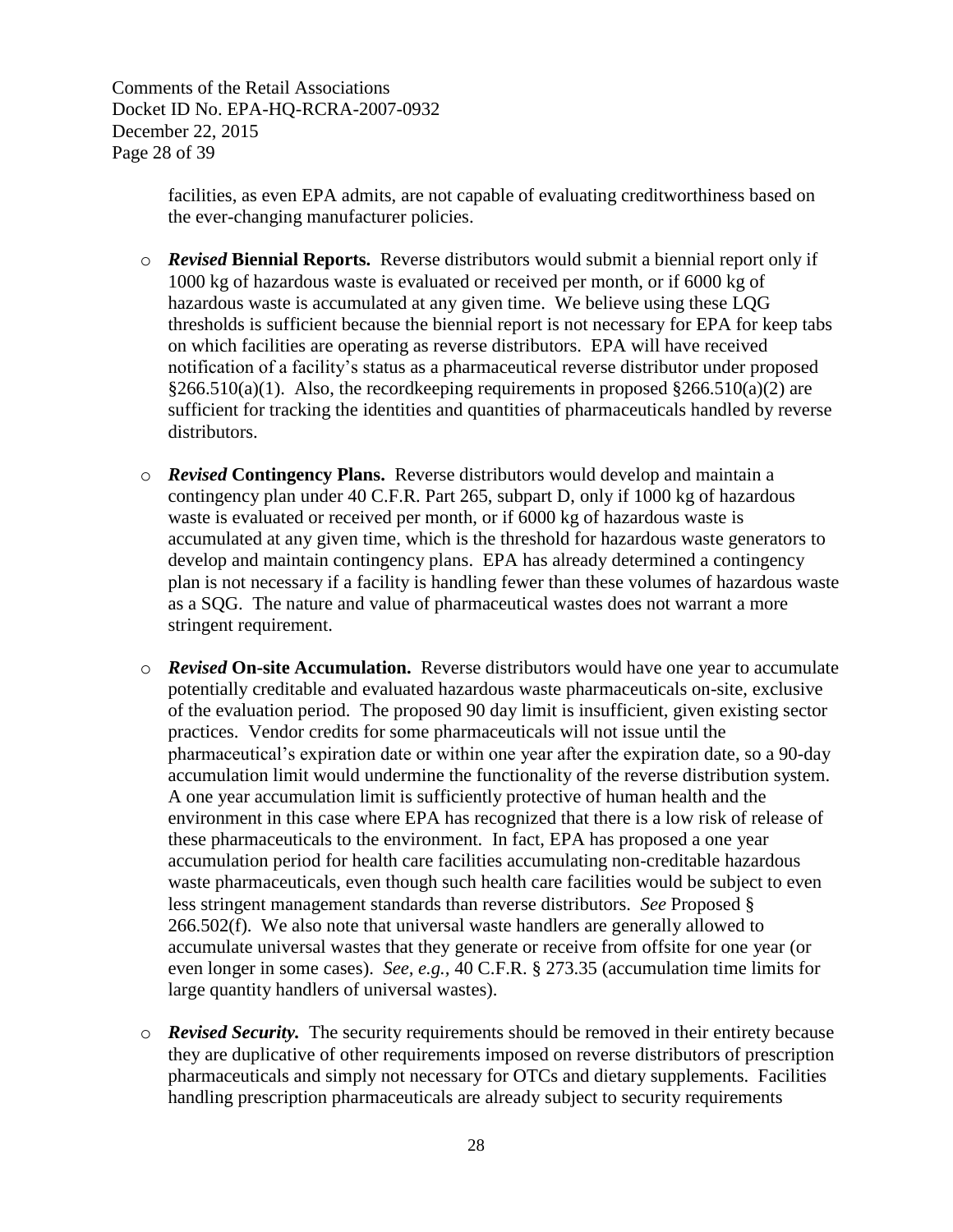facilities, as even EPA admits, are not capable of evaluating creditworthiness based on the ever-changing manufacturer policies.

- ***Revised* Biennial Reports.** Reverse distributors would submit a biennial report only if 1000 kg of hazardous waste is evaluated or received per month, or if 6000 kg of hazardous waste is accumulated at any given time. We believe using these LQG thresholds is sufficient because the biennial report is not necessary for EPA for keep tabs on which facilities are operating as reverse distributors. EPA will have received notification of a facility's status as a pharmaceutical reverse distributor under proposed §266.510(a)(1). Also, the recordkeeping requirements in proposed §266.510(a)(2) are sufficient for tracking the identities and quantities of pharmaceuticals handled by reverse distributors.

- ***Revised* Contingency Plans.** Reverse distributors would develop and maintain a contingency plan under 40 C.F.R. Part 265, subpart D, only if 1000 kg of hazardous waste is evaluated or received per month, or if 6000 kg of hazardous waste is accumulated at any given time, which is the threshold for hazardous waste generators to develop and maintain contingency plans. EPA has already determined a contingency plan is not necessary if a facility is handling fewer than these volumes of hazardous waste as a SQG. The nature and value of pharmaceutical wastes does not warrant a more stringent requirement.

- ***Revised* On-site Accumulation.** Reverse distributors would have one year to accumulate potentially creditable and evaluated hazardous waste pharmaceuticals on-site, exclusive of the evaluation period. The proposed 90 day limit is insufficient, given existing sector practices. Vendor credits for some pharmaceuticals will not issue until the pharmaceutical's expiration date or within one year after the expiration date, so a 90-day accumulation limit would undermine the functionality of the reverse distribution system. A one year accumulation limit is sufficiently protective of human health and the environment in this case where EPA has recognized that there is a low risk of release of these pharmaceuticals to the environment. In fact, EPA has proposed a one year accumulation period for health care facilities accumulating non-creditable hazardous waste pharmaceuticals, even though such health care facilities would be subject to even less stringent management standards than reverse distributors. *See* Proposed § 266.502(f). We also note that universal waste handlers are generally allowed to accumulate universal wastes that they generate or receive from offsite for one year (or even longer in some cases). *See, e.g.*, 40 C.F.R. § 273.35 (accumulation time limits for large quantity handlers of universal wastes).

- ***Revised Security.*** The security requirements should be removed in their entirety because they are duplicative of other requirements imposed on reverse distributors of prescription pharmaceuticals and simply not necessary for OTCs and dietary supplements. Facilities handling prescription pharmaceuticals are already subject to security requirements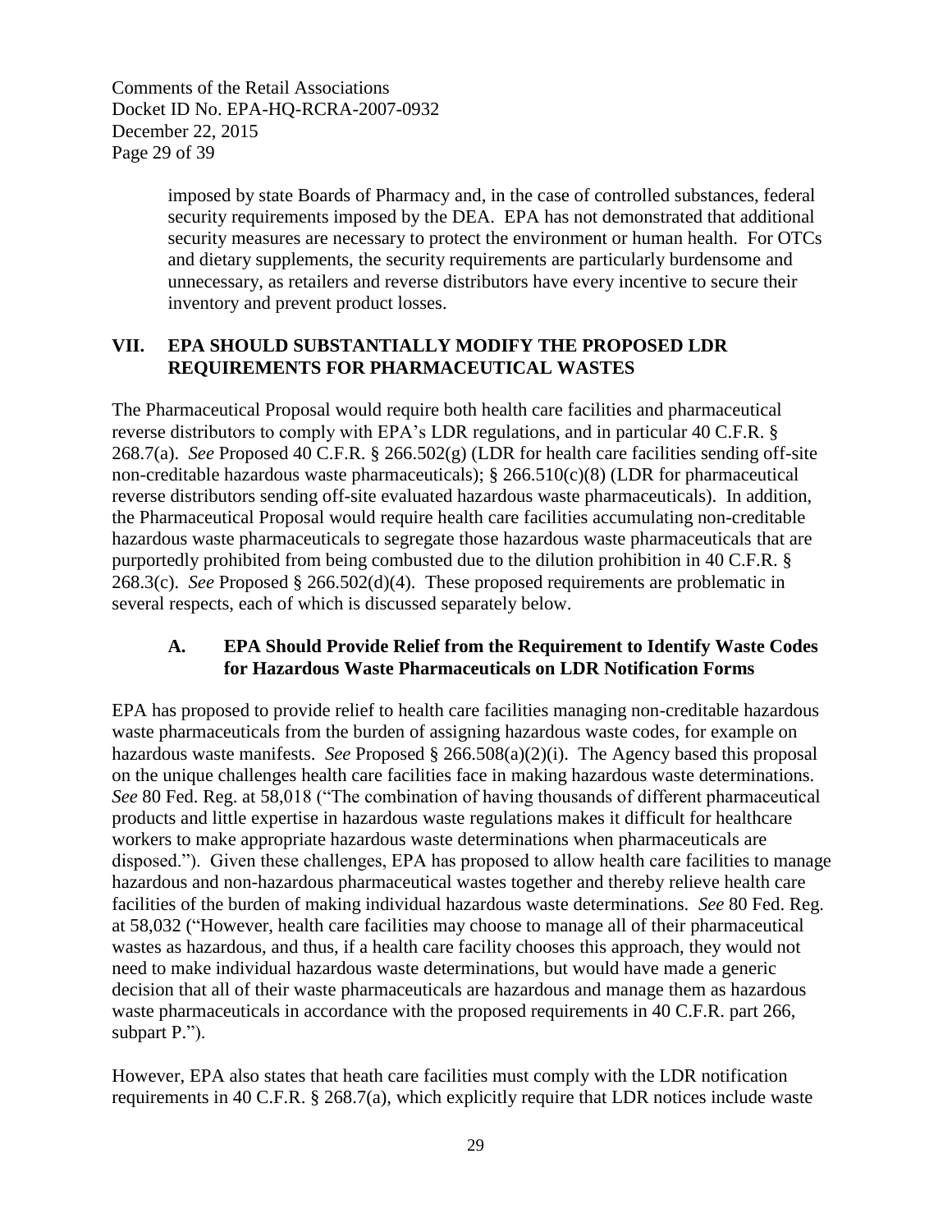imposed by state Boards of Pharmacy and, in the case of controlled substances, federal security requirements imposed by the DEA. EPA has not demonstrated that additional security measures are necessary to protect the environment or human health. For OTCs and dietary supplements, the security requirements are particularly burdensome and unnecessary, as retailers and reverse distributors have every incentive to secure their inventory and prevent product losses.

## VII. EPA SHOULD SUBSTANTIALLY MODIFY THE PROPOSED LDR REQUIREMENTS FOR PHARMACEUTICAL WASTES

The Pharmaceutical Proposal would require both health care facilities and pharmaceutical reverse distributors to comply with EPA's LDR regulations, and in particular 40 C.F.R. § 268.7(a). *See* Proposed 40 C.F.R. § 266.502(g) (LDR for health care facilities sending off-site non-creditable hazardous waste pharmaceuticals); § 266.510(c)(8) (LDR for pharmaceutical reverse distributors sending off-site evaluated hazardous waste pharmaceuticals). In addition, the Pharmaceutical Proposal would require health care facilities accumulating non-creditable hazardous waste pharmaceuticals to segregate those hazardous waste pharmaceuticals that are purportedly prohibited from being combusted due to the dilution prohibition in 40 C.F.R. § 268.3(c). *See* Proposed § 266.502(d)(4). These proposed requirements are problematic in several respects, each of which is discussed separately below.

### A. EPA Should Provide Relief from the Requirement to Identify Waste Codes for Hazardous Waste Pharmaceuticals on LDR Notification Forms

EPA has proposed to provide relief to health care facilities managing non-creditable hazardous waste pharmaceuticals from the burden of assigning hazardous waste codes, for example on hazardous waste manifests. *See* Proposed § 266.508(a)(2)(i). The Agency based this proposal on the unique challenges health care facilities face in making hazardous waste determinations. *See* 80 Fed. Reg. at 58,018 ("The combination of having thousands of different pharmaceutical products and little expertise in hazardous waste regulations makes it difficult for healthcare workers to make appropriate hazardous waste determinations when pharmaceuticals are disposed."). Given these challenges, EPA has proposed to allow health care facilities to manage hazardous and non-hazardous pharmaceutical wastes together and thereby relieve health care facilities of the burden of making individual hazardous waste determinations. *See* 80 Fed. Reg. at 58,032 ("However, health care facilities may choose to manage all of their pharmaceutical wastes as hazardous, and thus, if a health care facility chooses this approach, they would not need to make individual hazardous waste determinations, but would have made a generic decision that all of their waste pharmaceuticals are hazardous and manage them as hazardous waste pharmaceuticals in accordance with the proposed requirements in 40 C.F.R. part 266, subpart P.").

However, EPA also states that heath care facilities must comply with the LDR notification requirements in 40 C.F.R. § 268.7(a), which explicitly require that LDR notices include waste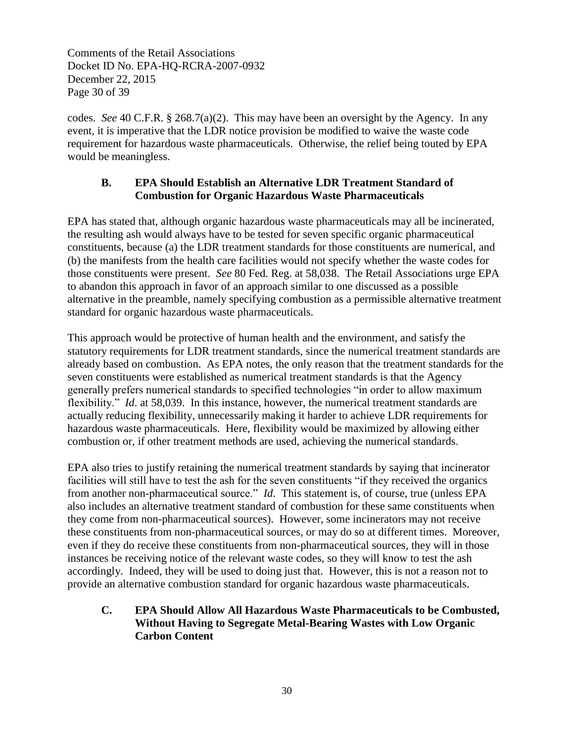codes. *See* 40 C.F.R. § 268.7(a)(2). This may have been an oversight by the Agency. In any event, it is imperative that the LDR notice provision be modified to waive the waste code requirement for hazardous waste pharmaceuticals. Otherwise, the relief being touted by EPA would be meaningless.

### B. EPA Should Establish an Alternative LDR Treatment Standard of Combustion for Organic Hazardous Waste Pharmaceuticals

EPA has stated that, although organic hazardous waste pharmaceuticals may all be incinerated, the resulting ash would always have to be tested for seven specific organic pharmaceutical constituents, because (a) the LDR treatment standards for those constituents are numerical, and (b) the manifests from the health care facilities would not specify whether the waste codes for those constituents were present. *See* 80 Fed. Reg. at 58,038. The Retail Associations urge EPA to abandon this approach in favor of an approach similar to one discussed as a possible alternative in the preamble, namely specifying combustion as a permissible alternative treatment standard for organic hazardous waste pharmaceuticals.

This approach would be protective of human health and the environment, and satisfy the statutory requirements for LDR treatment standards, since the numerical treatment standards are already based on combustion. As EPA notes, the only reason that the treatment standards for the seven constituents were established as numerical treatment standards is that the Agency generally prefers numerical standards to specified technologies "in order to allow maximum flexibility." *Id*. at 58,039. In this instance, however, the numerical treatment standards are actually reducing flexibility, unnecessarily making it harder to achieve LDR requirements for hazardous waste pharmaceuticals. Here, flexibility would be maximized by allowing either combustion or, if other treatment methods are used, achieving the numerical standards.

EPA also tries to justify retaining the numerical treatment standards by saying that incinerator facilities will still have to test the ash for the seven constituents "if they received the organics from another non-pharmaceutical source." *Id*. This statement is, of course, true (unless EPA also includes an alternative treatment standard of combustion for these same constituents when they come from non-pharmaceutical sources). However, some incinerators may not receive these constituents from non-pharmaceutical sources, or may do so at different times. Moreover, even if they do receive these constituents from non-pharmaceutical sources, they will in those instances be receiving notice of the relevant waste codes, so they will know to test the ash accordingly. Indeed, they will be used to doing just that. However, this is not a reason not to provide an alternative combustion standard for organic hazardous waste pharmaceuticals.

### C. EPA Should Allow All Hazardous Waste Pharmaceuticals to be Combusted, Without Having to Segregate Metal-Bearing Wastes with Low Organic Carbon Content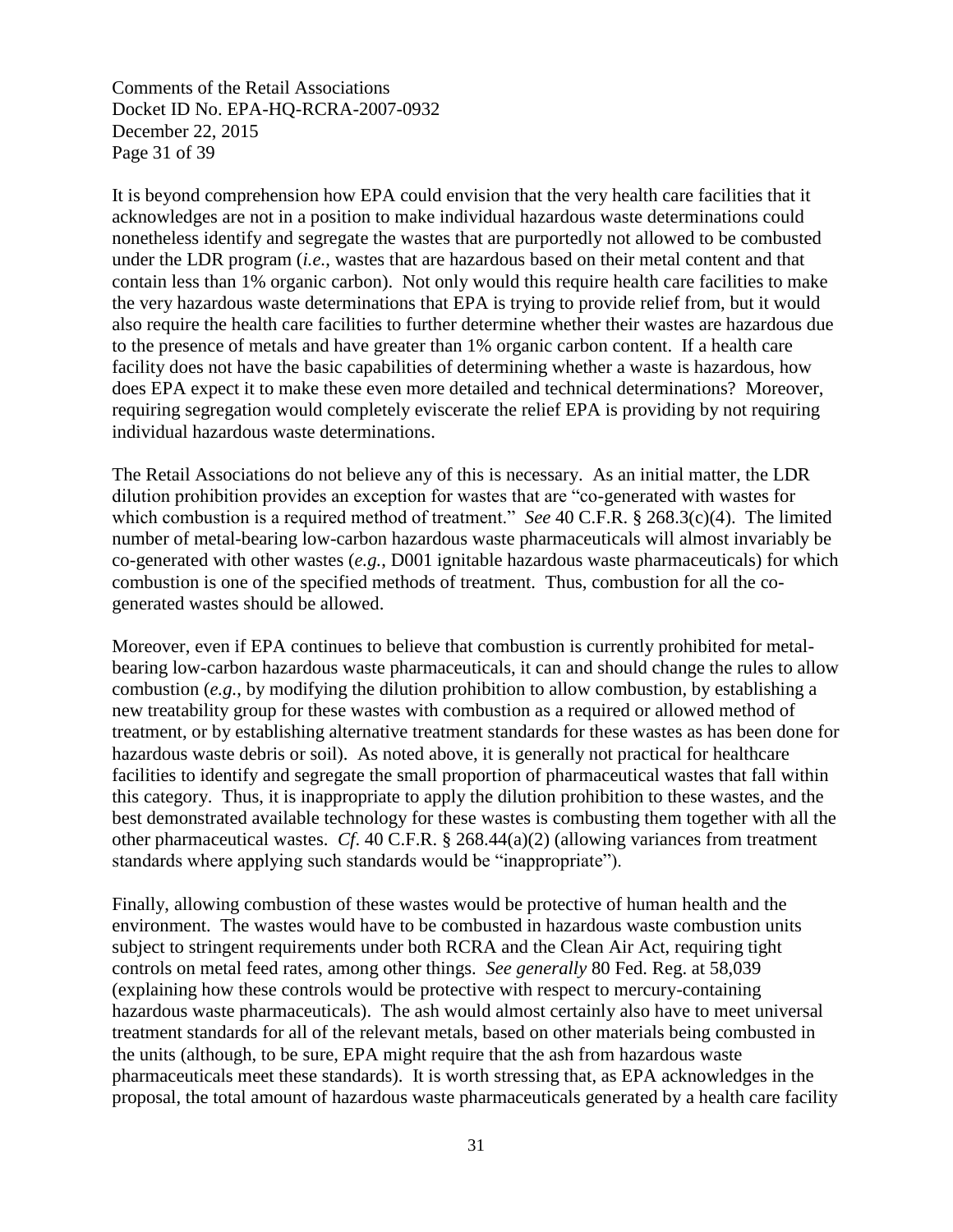It is beyond comprehension how EPA could envision that the very health care facilities that it acknowledges are not in a position to make individual hazardous waste determinations could nonetheless identify and segregate the wastes that are purportedly not allowed to be combusted under the LDR program (*i.e.*, wastes that are hazardous based on their metal content and that contain less than 1% organic carbon). Not only would this require health care facilities to make the very hazardous waste determinations that EPA is trying to provide relief from, but it would also require the health care facilities to further determine whether their wastes are hazardous due to the presence of metals and have greater than 1% organic carbon content. If a health care facility does not have the basic capabilities of determining whether a waste is hazardous, how does EPA expect it to make these even more detailed and technical determinations? Moreover, requiring segregation would completely eviscerate the relief EPA is providing by not requiring individual hazardous waste determinations.

The Retail Associations do not believe any of this is necessary. As an initial matter, the LDR dilution prohibition provides an exception for wastes that are "co-generated with wastes for which combustion is a required method of treatment." *See* 40 C.F.R. § 268.3(c)(4). The limited number of metal-bearing low-carbon hazardous waste pharmaceuticals will almost invariably be co-generated with other wastes (*e.g.*, D001 ignitable hazardous waste pharmaceuticals) for which combustion is one of the specified methods of treatment. Thus, combustion for all the co-generated wastes should be allowed.

Moreover, even if EPA continues to believe that combustion is currently prohibited for metal-bearing low-carbon hazardous waste pharmaceuticals, it can and should change the rules to allow combustion (*e.g.*, by modifying the dilution prohibition to allow combustion, by establishing a new treatability group for these wastes with combustion as a required or allowed method of treatment, or by establishing alternative treatment standards for these wastes as has been done for hazardous waste debris or soil). As noted above, it is generally not practical for healthcare facilities to identify and segregate the small proportion of pharmaceutical wastes that fall within this category. Thus, it is inappropriate to apply the dilution prohibition to these wastes, and the best demonstrated available technology for these wastes is combusting them together with all the other pharmaceutical wastes. *Cf*. 40 C.F.R. § 268.44(a)(2) (allowing variances from treatment standards where applying such standards would be "inappropriate").

Finally, allowing combustion of these wastes would be protective of human health and the environment. The wastes would have to be combusted in hazardous waste combustion units subject to stringent requirements under both RCRA and the Clean Air Act, requiring tight controls on metal feed rates, among other things. *See generally* 80 Fed. Reg. at 58,039 (explaining how these controls would be protective with respect to mercury-containing hazardous waste pharmaceuticals). The ash would almost certainly also have to meet universal treatment standards for all of the relevant metals, based on other materials being combusted in the units (although, to be sure, EPA might require that the ash from hazardous waste pharmaceuticals meet these standards). It is worth stressing that, as EPA acknowledges in the proposal, the total amount of hazardous waste pharmaceuticals generated by a health care facility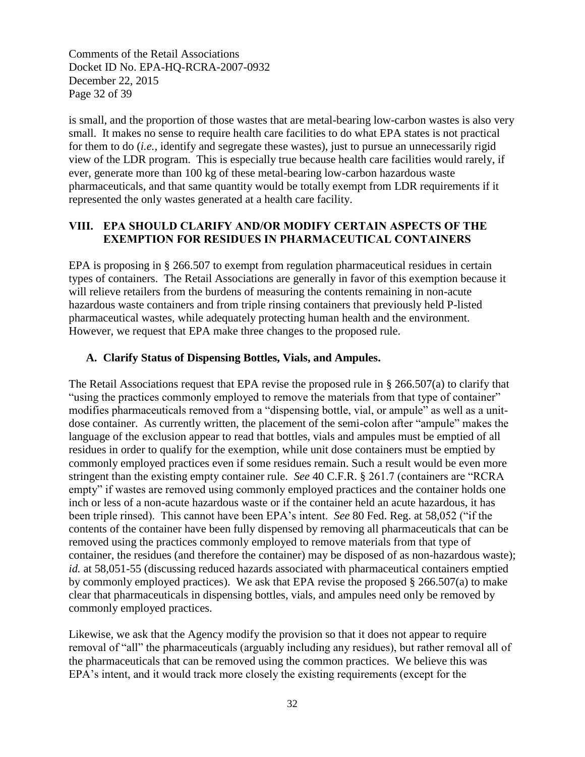is small, and the proportion of those wastes that are metal-bearing low-carbon wastes is also very small. It makes no sense to require health care facilities to do what EPA states is not practical for them to do (*i.e.*, identify and segregate these wastes), just to pursue an unnecessarily rigid view of the LDR program. This is especially true because health care facilities would rarely, if ever, generate more than 100 kg of these metal-bearing low-carbon hazardous waste pharmaceuticals, and that same quantity would be totally exempt from LDR requirements if it represented the only wastes generated at a health care facility.

## VIII. EPA SHOULD CLARIFY AND/OR MODIFY CERTAIN ASPECTS OF THE EXEMPTION FOR RESIDUES IN PHARMACEUTICAL CONTAINERS

EPA is proposing in § 266.507 to exempt from regulation pharmaceutical residues in certain types of containers. The Retail Associations are generally in favor of this exemption because it will relieve retailers from the burdens of measuring the contents remaining in non-acute hazardous waste containers and from triple rinsing containers that previously held P-listed pharmaceutical wastes, while adequately protecting human health and the environment. However, we request that EPA make three changes to the proposed rule.

### A. Clarify Status of Dispensing Bottles, Vials, and Ampules.

The Retail Associations request that EPA revise the proposed rule in § 266.507(a) to clarify that "using the practices commonly employed to remove the materials from that type of container" modifies pharmaceuticals removed from a "dispensing bottle, vial, or ampule" as well as a unit-dose container. As currently written, the placement of the semi-colon after "ampule" makes the language of the exclusion appear to read that bottles, vials and ampules must be emptied of all residues in order to qualify for the exemption, while unit dose containers must be emptied by commonly employed practices even if some residues remain. Such a result would be even more stringent than the existing empty container rule. *See* 40 C.F.R. § 261.7 (containers are "RCRA empty" if wastes are removed using commonly employed practices and the container holds one inch or less of a non-acute hazardous waste or if the container held an acute hazardous, it has been triple rinsed). This cannot have been EPA's intent. *See* 80 Fed. Reg. at 58,052 ("if the contents of the container have been fully dispensed by removing all pharmaceuticals that can be removed using the practices commonly employed to remove materials from that type of container, the residues (and therefore the container) may be disposed of as non-hazardous waste); *id.* at 58,051-55 (discussing reduced hazards associated with pharmaceutical containers emptied by commonly employed practices). We ask that EPA revise the proposed § 266.507(a) to make clear that pharmaceuticals in dispensing bottles, vials, and ampules need only be removed by commonly employed practices.

Likewise, we ask that the Agency modify the provision so that it does not appear to require removal of "all" the pharmaceuticals (arguably including any residues), but rather removal all of the pharmaceuticals that can be removed using the common practices. We believe this was EPA's intent, and it would track more closely the existing requirements (except for the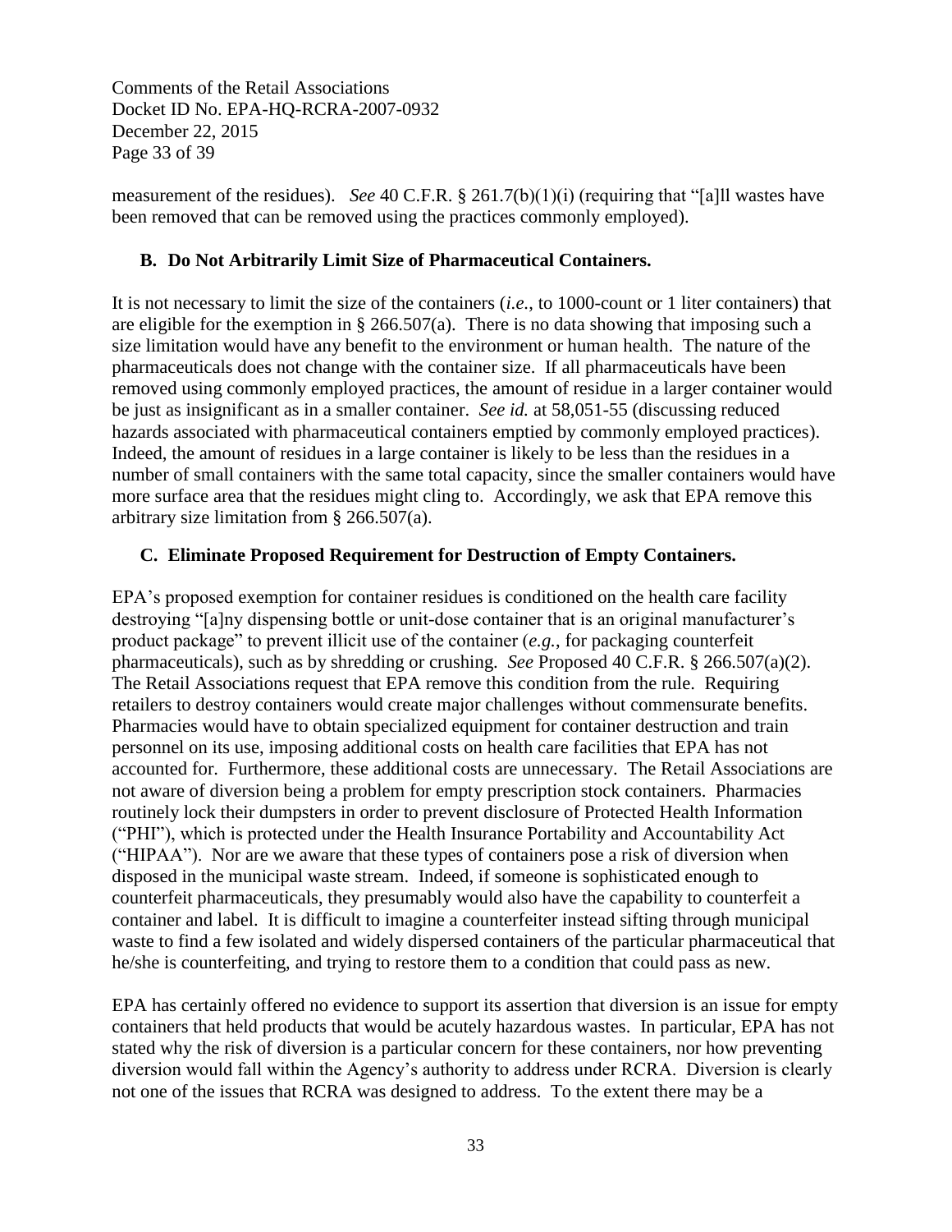measurement of the residues). *See* 40 C.F.R. § 261.7(b)(1)(i) (requiring that "[a]ll wastes have been removed that can be removed using the practices commonly employed).

### B. Do Not Arbitrarily Limit Size of Pharmaceutical Containers.

It is not necessary to limit the size of the containers (*i.e.*, to 1000-count or 1 liter containers) that are eligible for the exemption in § 266.507(a). There is no data showing that imposing such a size limitation would have any benefit to the environment or human health. The nature of the pharmaceuticals does not change with the container size. If all pharmaceuticals have been removed using commonly employed practices, the amount of residue in a larger container would be just as insignificant as in a smaller container. *See id.* at 58,051-55 (discussing reduced hazards associated with pharmaceutical containers emptied by commonly employed practices). Indeed, the amount of residues in a large container is likely to be less than the residues in a number of small containers with the same total capacity, since the smaller containers would have more surface area that the residues might cling to. Accordingly, we ask that EPA remove this arbitrary size limitation from § 266.507(a).

### C. Eliminate Proposed Requirement for Destruction of Empty Containers.

EPA's proposed exemption for container residues is conditioned on the health care facility destroying "[a]ny dispensing bottle or unit-dose container that is an original manufacturer's product package" to prevent illicit use of the container (*e.g.*, for packaging counterfeit pharmaceuticals), such as by shredding or crushing. *See* Proposed 40 C.F.R. § 266.507(a)(2). The Retail Associations request that EPA remove this condition from the rule. Requiring retailers to destroy containers would create major challenges without commensurate benefits. Pharmacies would have to obtain specialized equipment for container destruction and train personnel on its use, imposing additional costs on health care facilities that EPA has not accounted for. Furthermore, these additional costs are unnecessary. The Retail Associations are not aware of diversion being a problem for empty prescription stock containers. Pharmacies routinely lock their dumpsters in order to prevent disclosure of Protected Health Information ("PHI"), which is protected under the Health Insurance Portability and Accountability Act ("HIPAA"). Nor are we aware that these types of containers pose a risk of diversion when disposed in the municipal waste stream. Indeed, if someone is sophisticated enough to counterfeit pharmaceuticals, they presumably would also have the capability to counterfeit a container and label. It is difficult to imagine a counterfeiter instead sifting through municipal waste to find a few isolated and widely dispersed containers of the particular pharmaceutical that he/she is counterfeiting, and trying to restore them to a condition that could pass as new.

EPA has certainly offered no evidence to support its assertion that diversion is an issue for empty containers that held products that would be acutely hazardous wastes. In particular, EPA has not stated why the risk of diversion is a particular concern for these containers, nor how preventing diversion would fall within the Agency's authority to address under RCRA. Diversion is clearly not one of the issues that RCRA was designed to address. To the extent there may be a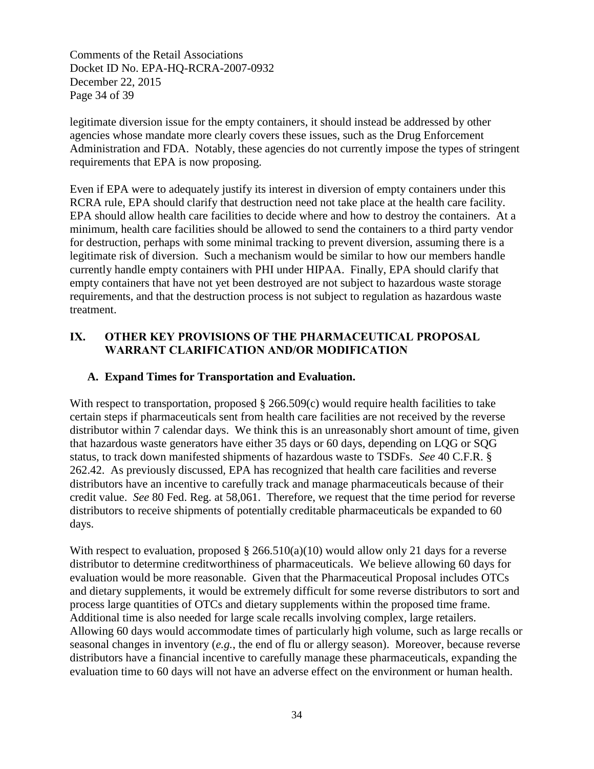legitimate diversion issue for the empty containers, it should instead be addressed by other agencies whose mandate more clearly covers these issues, such as the Drug Enforcement Administration and FDA. Notably, these agencies do not currently impose the types of stringent requirements that EPA is now proposing.

Even if EPA were to adequately justify its interest in diversion of empty containers under this RCRA rule, EPA should clarify that destruction need not take place at the health care facility. EPA should allow health care facilities to decide where and how to destroy the containers. At a minimum, health care facilities should be allowed to send the containers to a third party vendor for destruction, perhaps with some minimal tracking to prevent diversion, assuming there is a legitimate risk of diversion. Such a mechanism would be similar to how our members handle currently handle empty containers with PHI under HIPAA. Finally, EPA should clarify that empty containers that have not yet been destroyed are not subject to hazardous waste storage requirements, and that the destruction process is not subject to regulation as hazardous waste treatment.

## IX. OTHER KEY PROVISIONS OF THE PHARMACEUTICAL PROPOSAL WARRANT CLARIFICATION AND/OR MODIFICATION

### A. Expand Times for Transportation and Evaluation.

With respect to transportation, proposed § 266.509(c) would require health facilities to take certain steps if pharmaceuticals sent from health care facilities are not received by the reverse distributor within 7 calendar days. We think this is an unreasonably short amount of time, given that hazardous waste generators have either 35 days or 60 days, depending on LQG or SQG status, to track down manifested shipments of hazardous waste to TSDFs. *See* 40 C.F.R. § 262.42. As previously discussed, EPA has recognized that health care facilities and reverse distributors have an incentive to carefully track and manage pharmaceuticals because of their credit value. *See* 80 Fed. Reg. at 58,061. Therefore, we request that the time period for reverse distributors to receive shipments of potentially creditable pharmaceuticals be expanded to 60 days.

With respect to evaluation, proposed § 266.510(a)(10) would allow only 21 days for a reverse distributor to determine creditworthiness of pharmaceuticals. We believe allowing 60 days for evaluation would be more reasonable. Given that the Pharmaceutical Proposal includes OTCs and dietary supplements, it would be extremely difficult for some reverse distributors to sort and process large quantities of OTCs and dietary supplements within the proposed time frame. Additional time is also needed for large scale recalls involving complex, large retailers. Allowing 60 days would accommodate times of particularly high volume, such as large recalls or seasonal changes in inventory (*e.g.*, the end of flu or allergy season). Moreover, because reverse distributors have a financial incentive to carefully manage these pharmaceuticals, expanding the evaluation time to 60 days will not have an adverse effect on the environment or human health.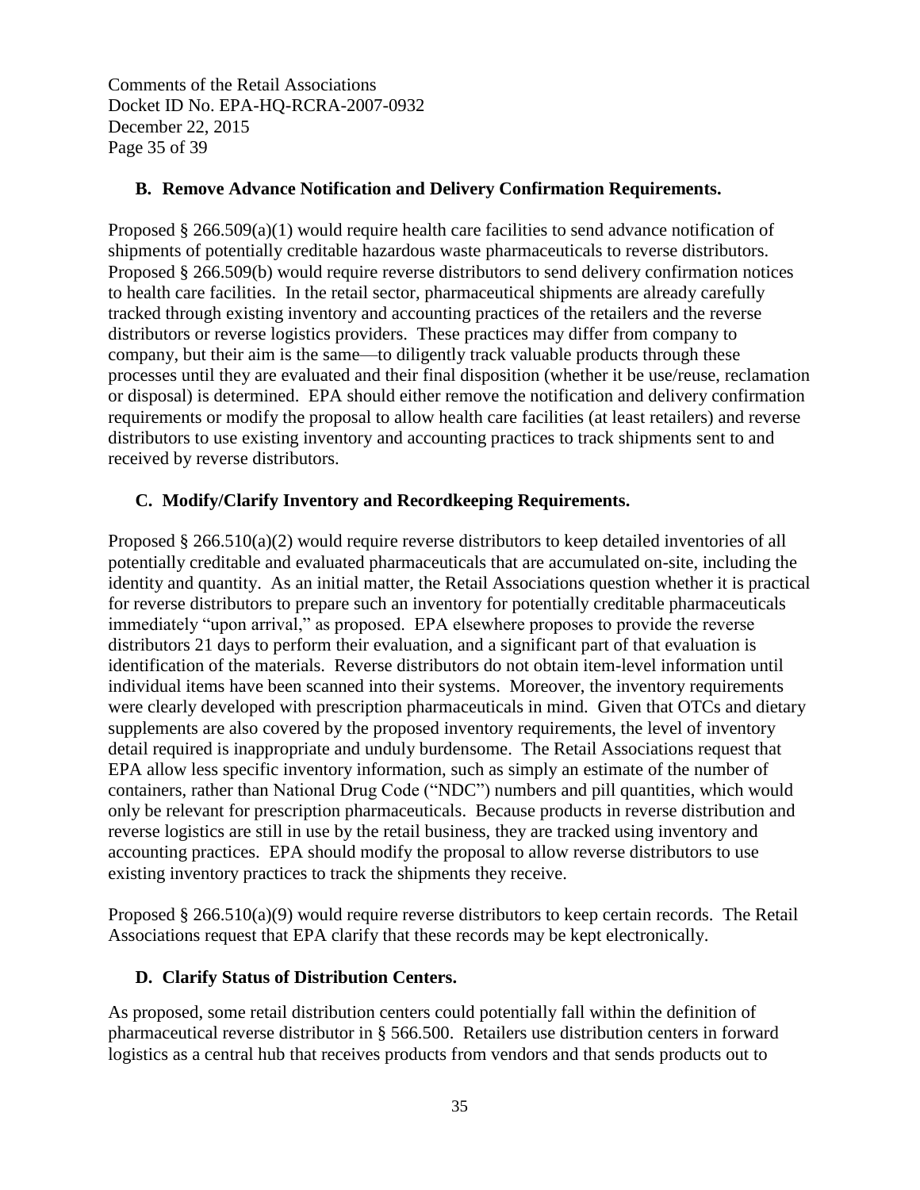### B. Remove Advance Notification and Delivery Confirmation Requirements.

Proposed § 266.509(a)(1) would require health care facilities to send advance notification of shipments of potentially creditable hazardous waste pharmaceuticals to reverse distributors. Proposed § 266.509(b) would require reverse distributors to send delivery confirmation notices to health care facilities. In the retail sector, pharmaceutical shipments are already carefully tracked through existing inventory and accounting practices of the retailers and the reverse distributors or reverse logistics providers. These practices may differ from company to company, but their aim is the same—to diligently track valuable products through these processes until they are evaluated and their final disposition (whether it be use/reuse, reclamation or disposal) is determined. EPA should either remove the notification and delivery confirmation requirements or modify the proposal to allow health care facilities (at least retailers) and reverse distributors to use existing inventory and accounting practices to track shipments sent to and received by reverse distributors.

### C. Modify/Clarify Inventory and Recordkeeping Requirements.

Proposed § 266.510(a)(2) would require reverse distributors to keep detailed inventories of all potentially creditable and evaluated pharmaceuticals that are accumulated on-site, including the identity and quantity. As an initial matter, the Retail Associations question whether it is practical for reverse distributors to prepare such an inventory for potentially creditable pharmaceuticals immediately "upon arrival," as proposed. EPA elsewhere proposes to provide the reverse distributors 21 days to perform their evaluation, and a significant part of that evaluation is identification of the materials. Reverse distributors do not obtain item-level information until individual items have been scanned into their systems. Moreover, the inventory requirements were clearly developed with prescription pharmaceuticals in mind. Given that OTCs and dietary supplements are also covered by the proposed inventory requirements, the level of inventory detail required is inappropriate and unduly burdensome. The Retail Associations request that EPA allow less specific inventory information, such as simply an estimate of the number of containers, rather than National Drug Code ("NDC") numbers and pill quantities, which would only be relevant for prescription pharmaceuticals. Because products in reverse distribution and reverse logistics are still in use by the retail business, they are tracked using inventory and accounting practices. EPA should modify the proposal to allow reverse distributors to use existing inventory practices to track the shipments they receive.

Proposed § 266.510(a)(9) would require reverse distributors to keep certain records. The Retail Associations request that EPA clarify that these records may be kept electronically.

### D. Clarify Status of Distribution Centers.

As proposed, some retail distribution centers could potentially fall within the definition of pharmaceutical reverse distributor in § 566.500. Retailers use distribution centers in forward logistics as a central hub that receives products from vendors and that sends products out to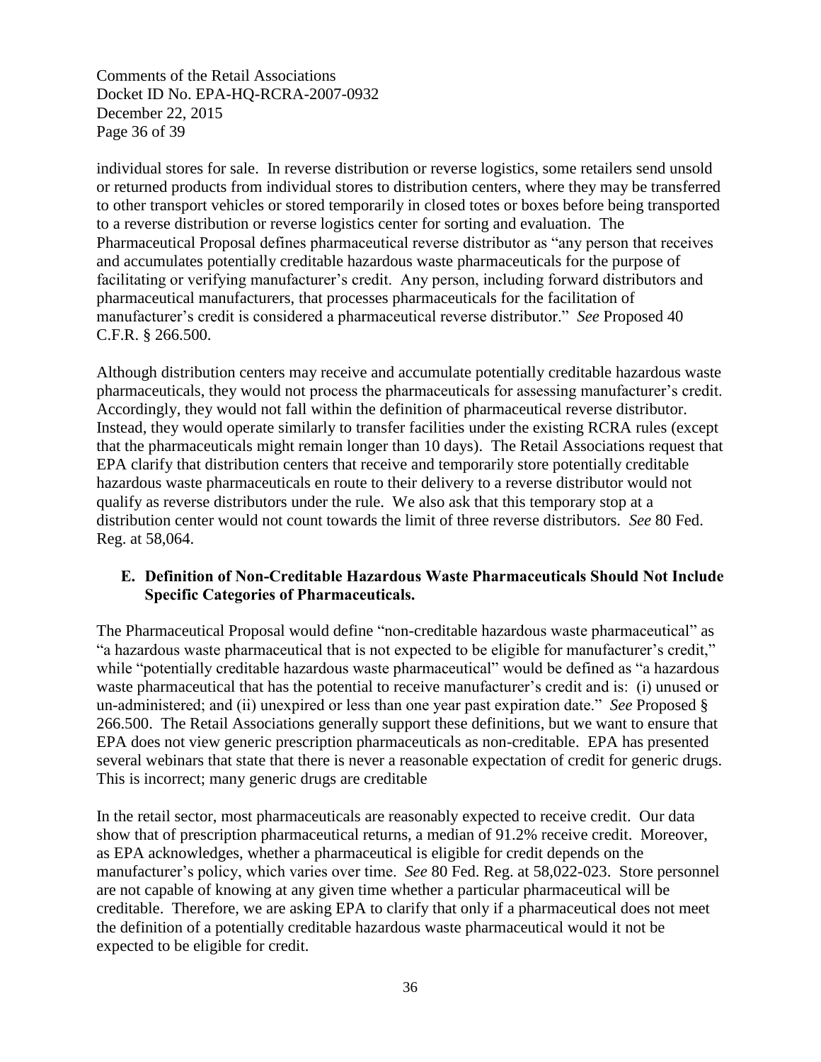individual stores for sale. In reverse distribution or reverse logistics, some retailers send unsold or returned products from individual stores to distribution centers, where they may be transferred to other transport vehicles or stored temporarily in closed totes or boxes before being transported to a reverse distribution or reverse logistics center for sorting and evaluation. The Pharmaceutical Proposal defines pharmaceutical reverse distributor as "any person that receives and accumulates potentially creditable hazardous waste pharmaceuticals for the purpose of facilitating or verifying manufacturer's credit. Any person, including forward distributors and pharmaceutical manufacturers, that processes pharmaceuticals for the facilitation of manufacturer's credit is considered a pharmaceutical reverse distributor." *See* Proposed 40 C.F.R. § 266.500.

Although distribution centers may receive and accumulate potentially creditable hazardous waste pharmaceuticals, they would not process the pharmaceuticals for assessing manufacturer's credit. Accordingly, they would not fall within the definition of pharmaceutical reverse distributor. Instead, they would operate similarly to transfer facilities under the existing RCRA rules (except that the pharmaceuticals might remain longer than 10 days). The Retail Associations request that EPA clarify that distribution centers that receive and temporarily store potentially creditable hazardous waste pharmaceuticals en route to their delivery to a reverse distributor would not qualify as reverse distributors under the rule. We also ask that this temporary stop at a distribution center would not count towards the limit of three reverse distributors. *See* 80 Fed. Reg. at 58,064.

### E. Definition of Non-Creditable Hazardous Waste Pharmaceuticals Should Not Include Specific Categories of Pharmaceuticals.

The Pharmaceutical Proposal would define "non-creditable hazardous waste pharmaceutical" as "a hazardous waste pharmaceutical that is not expected to be eligible for manufacturer's credit," while "potentially creditable hazardous waste pharmaceutical" would be defined as "a hazardous waste pharmaceutical that has the potential to receive manufacturer's credit and is: (i) unused or un-administered; and (ii) unexpired or less than one year past expiration date." *See* Proposed § 266.500. The Retail Associations generally support these definitions, but we want to ensure that EPA does not view generic prescription pharmaceuticals as non-creditable. EPA has presented several webinars that state that there is never a reasonable expectation of credit for generic drugs. This is incorrect; many generic drugs are creditable

In the retail sector, most pharmaceuticals are reasonably expected to receive credit. Our data show that of prescription pharmaceutical returns, a median of 91.2% receive credit. Moreover, as EPA acknowledges, whether a pharmaceutical is eligible for credit depends on the manufacturer's policy, which varies over time. *See* 80 Fed. Reg. at 58,022-023. Store personnel are not capable of knowing at any given time whether a particular pharmaceutical will be creditable. Therefore, we are asking EPA to clarify that only if a pharmaceutical does not meet the definition of a potentially creditable hazardous waste pharmaceutical would it not be expected to be eligible for credit.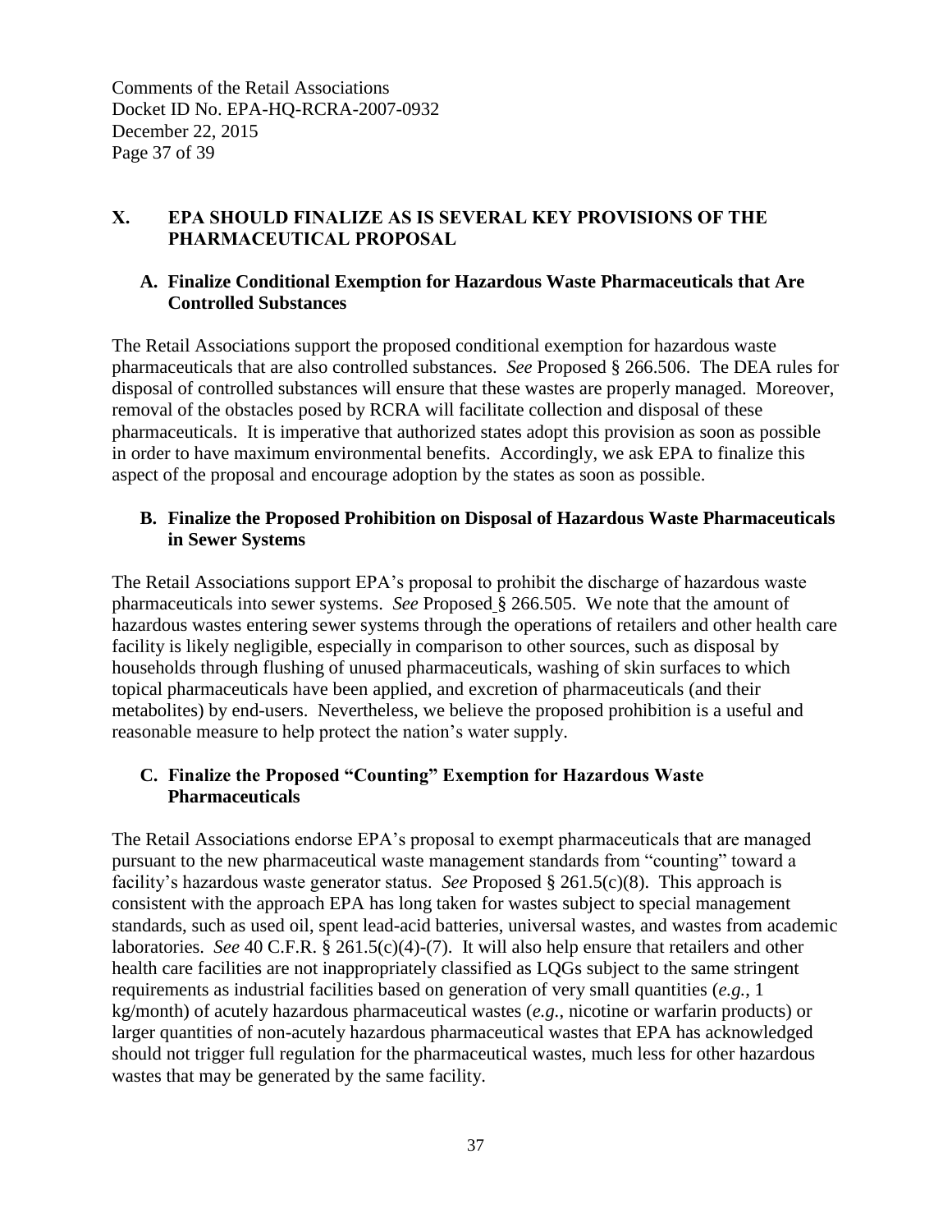## X. EPA SHOULD FINALIZE AS IS SEVERAL KEY PROVISIONS OF THE PHARMACEUTICAL PROPOSAL

### A. Finalize Conditional Exemption for Hazardous Waste Pharmaceuticals that Are Controlled Substances

The Retail Associations support the proposed conditional exemption for hazardous waste pharmaceuticals that are also controlled substances. *See* Proposed § 266.506. The DEA rules for disposal of controlled substances will ensure that these wastes are properly managed. Moreover, removal of the obstacles posed by RCRA will facilitate collection and disposal of these pharmaceuticals. It is imperative that authorized states adopt this provision as soon as possible in order to have maximum environmental benefits. Accordingly, we ask EPA to finalize this aspect of the proposal and encourage adoption by the states as soon as possible.

### B. Finalize the Proposed Prohibition on Disposal of Hazardous Waste Pharmaceuticals in Sewer Systems

The Retail Associations support EPA's proposal to prohibit the discharge of hazardous waste pharmaceuticals into sewer systems. *See* Proposed § 266.505. We note that the amount of hazardous wastes entering sewer systems through the operations of retailers and other health care facility is likely negligible, especially in comparison to other sources, such as disposal by households through flushing of unused pharmaceuticals, washing of skin surfaces to which topical pharmaceuticals have been applied, and excretion of pharmaceuticals (and their metabolites) by end-users. Nevertheless, we believe the proposed prohibition is a useful and reasonable measure to help protect the nation's water supply.

### C. Finalize the Proposed "Counting" Exemption for Hazardous Waste Pharmaceuticals

The Retail Associations endorse EPA's proposal to exempt pharmaceuticals that are managed pursuant to the new pharmaceutical waste management standards from "counting" toward a facility's hazardous waste generator status. *See* Proposed § 261.5(c)(8). This approach is consistent with the approach EPA has long taken for wastes subject to special management standards, such as used oil, spent lead-acid batteries, universal wastes, and wastes from academic laboratories. *See* 40 C.F.R. § 261.5(c)(4)-(7). It will also help ensure that retailers and other health care facilities are not inappropriately classified as LQGs subject to the same stringent requirements as industrial facilities based on generation of very small quantities (*e.g.*, 1 kg/month) of acutely hazardous pharmaceutical wastes (*e.g.*, nicotine or warfarin products) or larger quantities of non-acutely hazardous pharmaceutical wastes that EPA has acknowledged should not trigger full regulation for the pharmaceutical wastes, much less for other hazardous wastes that may be generated by the same facility.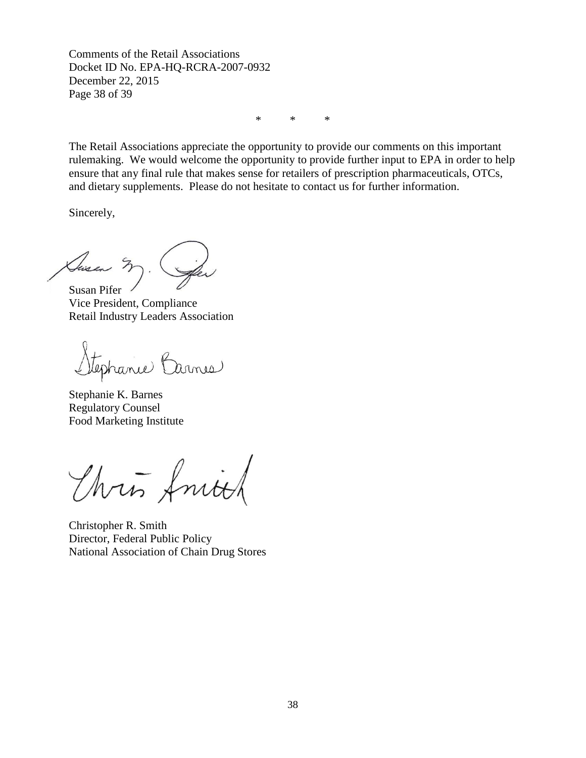\*       \*       \*

The Retail Associations appreciate the opportunity to provide our comments on this important rulemaking. We would welcome the opportunity to provide further input to EPA in order to help ensure that any final rule that makes sense for retailers of prescription pharmaceuticals, OTCs, and dietary supplements. Please do not hesitate to contact us for further information.

Sincerely,

Susan Pifer
Vice President, Compliance
Retail Industry Leaders Association

Stephanie K. Barnes
Regulatory Counsel
Food Marketing Institute

Christopher R. Smith
Director, Federal Public Policy
National Association of Chain Drug Stores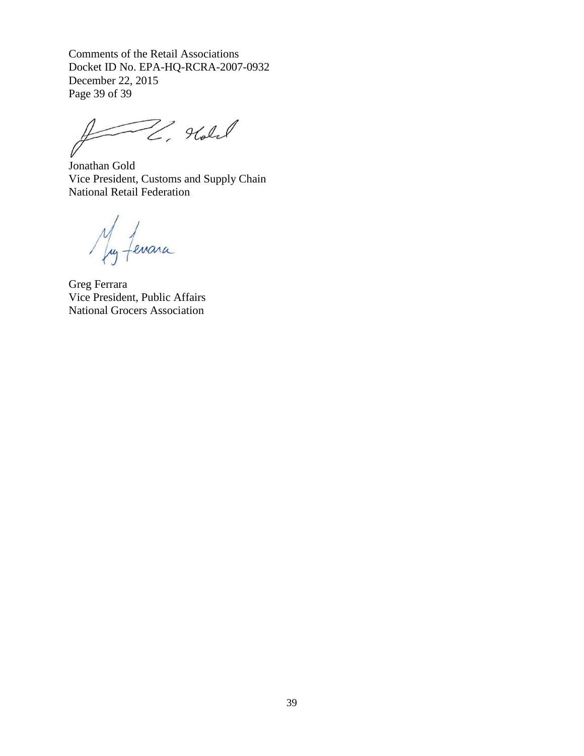Jonathan Gold
Vice President, Customs and Supply Chain
National Retail Federation

Greg Ferrara
Vice President, Public Affairs
National Grocers Association